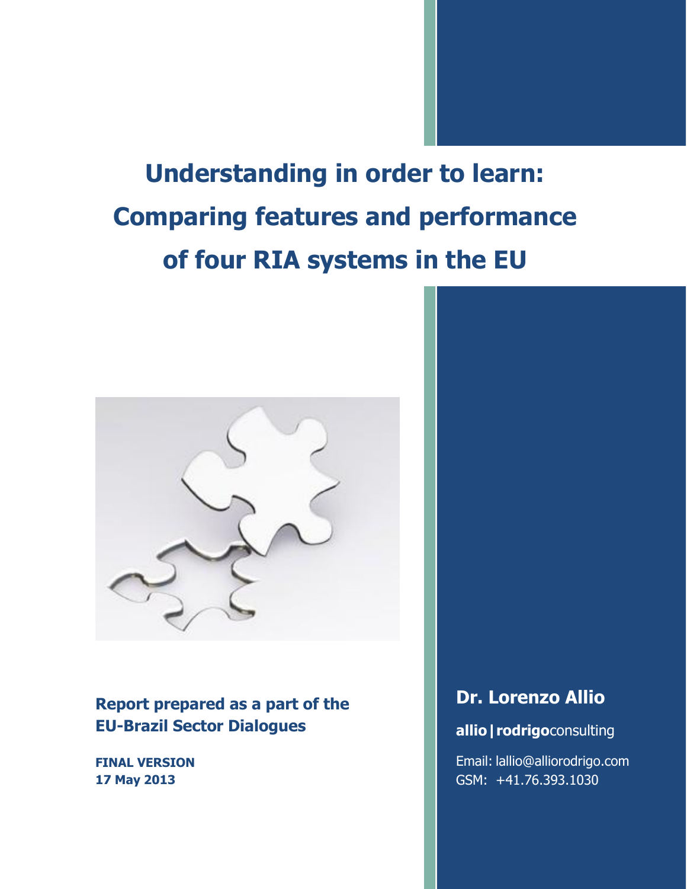# Understanding in order to learn: Comparing features and performance of four RIA systems in the EU

**Report prepared as a part of the EU-Brazil Sector Dialogues**

**FINAL VERSION**
**17 May 2013**

## Dr. Lorenzo Allio

**allio | rodrigo**consulting

Email: lallio@alliorodrigo.com
GSM: +41.76.393.1030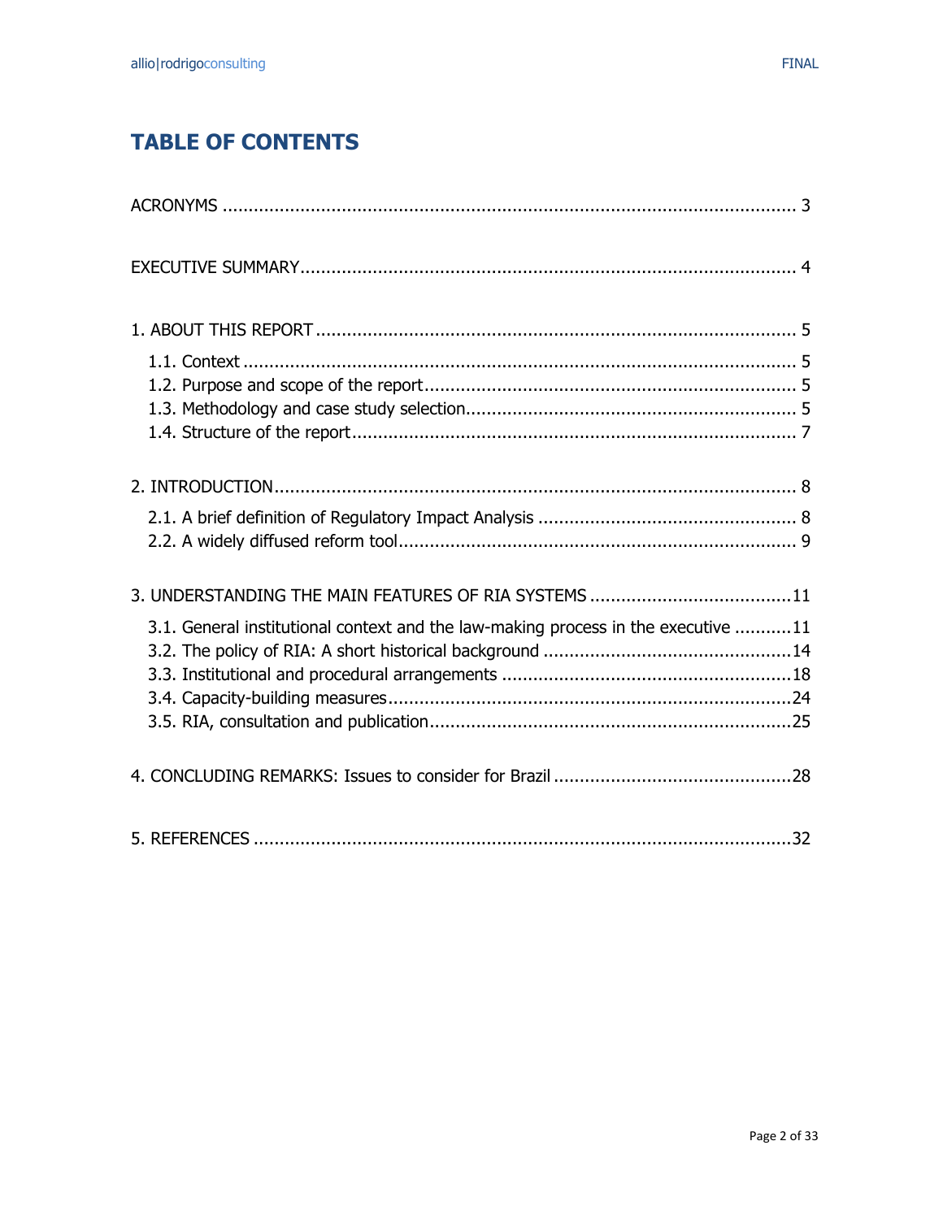# TABLE OF CONTENTS

ACRONYMS .............................................................................................................. 3

EXECUTIVE SUMMARY............................................................................................... 4

1. ABOUT THIS REPORT ........................................................................................... 5

- 1.1. Context .......................................................................................................... 5
- 1.2. Purpose and scope of the report....................................................................... 5
- 1.3. Methodology and case study selection............................................................... 5
- 1.4. Structure of the report..................................................................................... 7

2. INTRODUCTION.................................................................................................... 8

- 2.1. A brief definition of Regulatory Impact Analysis .................................................. 8
- 2.2. A widely diffused reform tool............................................................................ 9

3. UNDERSTANDING THE MAIN FEATURES OF RIA SYSTEMS .......................................11

- 3.1. General institutional context and the law-making process in the executive ...........11
- 3.2. The policy of RIA: A short historical background ................................................14
- 3.3. Institutional and procedural arrangements ........................................................18
- 3.4. Capacity-building measures.............................................................................24
- 3.5. RIA, consultation and publication.....................................................................25

4. CONCLUDING REMARKS: Issues to consider for Brazil ..............................................28

5. REFERENCES .......................................................................................................32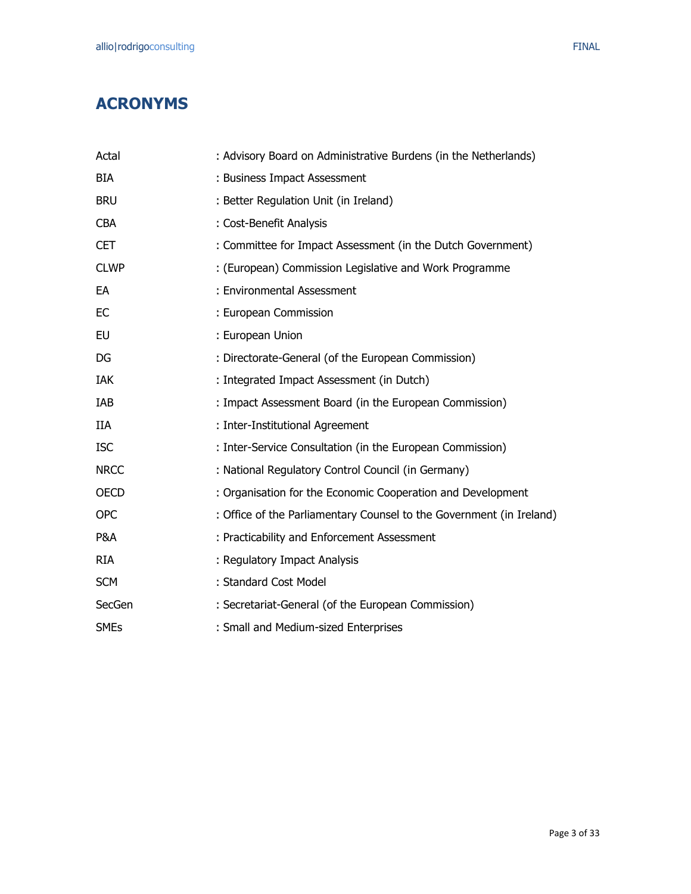# ACRONYMS

| | |
|---|---|
| Actal | : Advisory Board on Administrative Burdens (in the Netherlands) |
| BIA | : Business Impact Assessment |
| BRU | : Better Regulation Unit (in Ireland) |
| CBA | : Cost-Benefit Analysis |
| CET | : Committee for Impact Assessment (in the Dutch Government) |
| CLWP | : (European) Commission Legislative and Work Programme |
| EA | : Environmental Assessment |
| EC | : European Commission |
| EU | : European Union |
| DG | : Directorate-General (of the European Commission) |
| IAK | : Integrated Impact Assessment (in Dutch) |
| IAB | : Impact Assessment Board (in the European Commission) |
| IIA | : Inter-Institutional Agreement |
| ISC | : Inter-Service Consultation (in the European Commission) |
| NRCC | : National Regulatory Control Council (in Germany) |
| OECD | : Organisation for the Economic Cooperation and Development |
| OPC | : Office of the Parliamentary Counsel to the Government (in Ireland) |
| P&A | : Practicability and Enforcement Assessment |
| RIA | : Regulatory Impact Analysis |
| SCM | : Standard Cost Model |
| SecGen | : Secretariat-General (of the European Commission) |
| SMEs | : Small and Medium-sized Enterprises |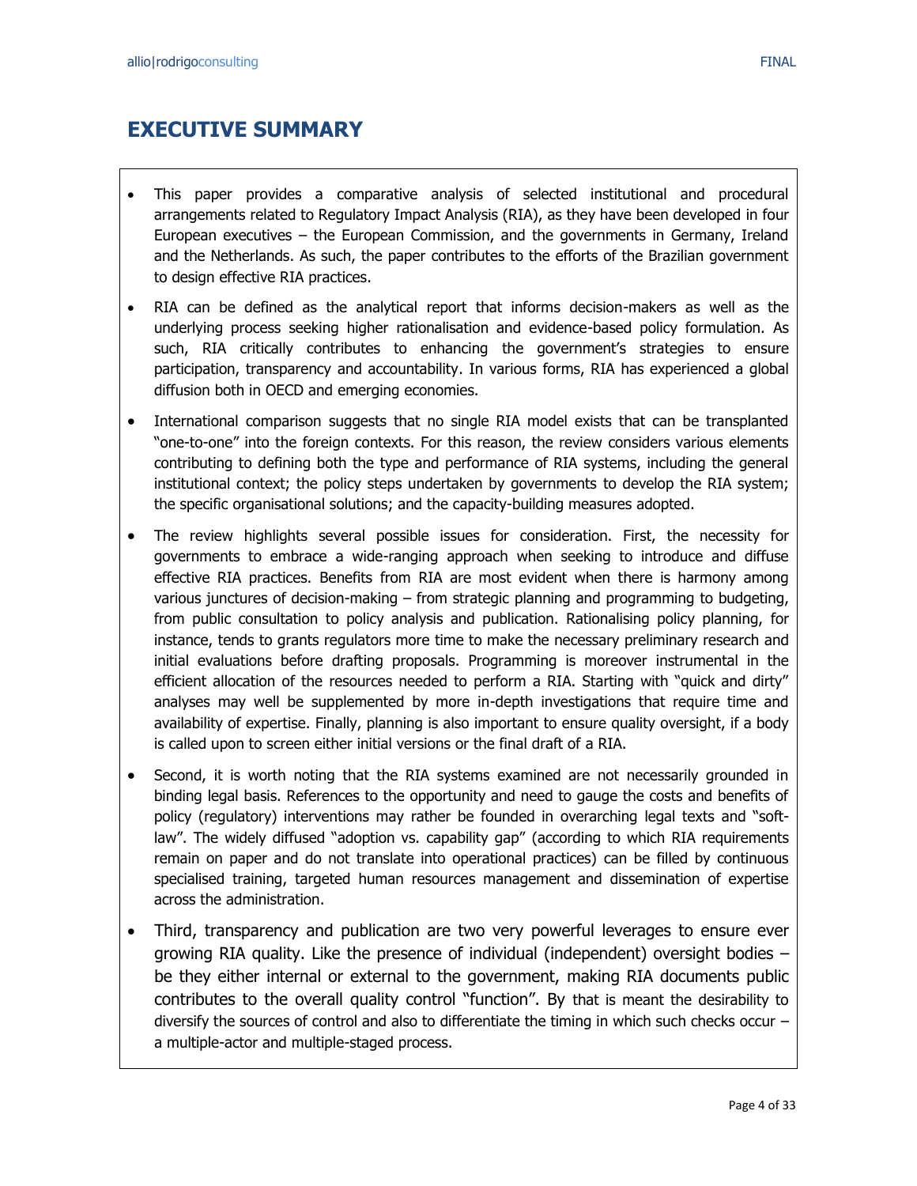# EXECUTIVE SUMMARY

- This paper provides a comparative analysis of selected institutional and procedural arrangements related to Regulatory Impact Analysis (RIA), as they have been developed in four European executives – the European Commission, and the governments in Germany, Ireland and the Netherlands. As such, the paper contributes to the efforts of the Brazilian government to design effective RIA practices.

- RIA can be defined as the analytical report that informs decision-makers as well as the underlying process seeking higher rationalisation and evidence-based policy formulation. As such, RIA critically contributes to enhancing the government's strategies to ensure participation, transparency and accountability. In various forms, RIA has experienced a global diffusion both in OECD and emerging economies.

- International comparison suggests that no single RIA model exists that can be transplanted "one-to-one" into the foreign contexts. For this reason, the review considers various elements contributing to defining both the type and performance of RIA systems, including the general institutional context; the policy steps undertaken by governments to develop the RIA system; the specific organisational solutions; and the capacity-building measures adopted.

- The review highlights several possible issues for consideration. First, the necessity for governments to embrace a wide-ranging approach when seeking to introduce and diffuse effective RIA practices. Benefits from RIA are most evident when there is harmony among various junctures of decision-making – from strategic planning and programming to budgeting, from public consultation to policy analysis and publication. Rationalising policy planning, for instance, tends to grants regulators more time to make the necessary preliminary research and initial evaluations before drafting proposals. Programming is moreover instrumental in the efficient allocation of the resources needed to perform a RIA. Starting with "quick and dirty" analyses may well be supplemented by more in-depth investigations that require time and availability of expertise. Finally, planning is also important to ensure quality oversight, if a body is called upon to screen either initial versions or the final draft of a RIA.

- Second, it is worth noting that the RIA systems examined are not necessarily grounded in binding legal basis. References to the opportunity and need to gauge the costs and benefits of policy (regulatory) interventions may rather be founded in overarching legal texts and "soft-law". The widely diffused "adoption vs. capability gap" (according to which RIA requirements remain on paper and do not translate into operational practices) can be filled by continuous specialised training, targeted human resources management and dissemination of expertise across the administration.

- Third, transparency and publication are two very powerful leverages to ensure ever growing RIA quality. Like the presence of individual (independent) oversight bodies – be they either internal or external to the government, making RIA documents public contributes to the overall quality control "function". By that is meant the desirability to diversify the sources of control and also to differentiate the timing in which such checks occur – a multiple-actor and multiple-staged process.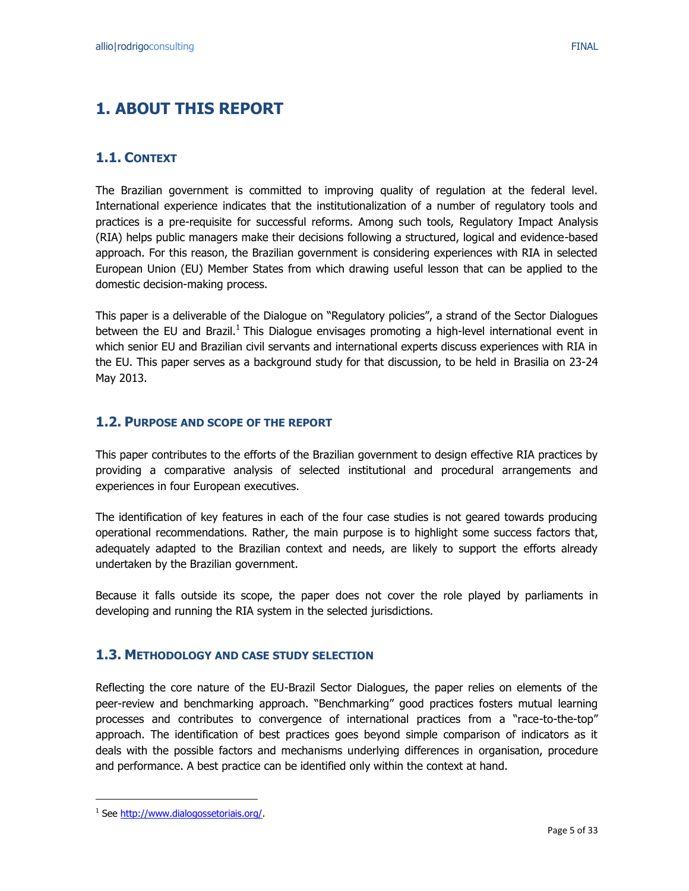# 1. ABOUT THIS REPORT

## 1.1. CONTEXT

The Brazilian government is committed to improving quality of regulation at the federal level. International experience indicates that the institutionalization of a number of regulatory tools and practices is a pre-requisite for successful reforms. Among such tools, Regulatory Impact Analysis (RIA) helps public managers make their decisions following a structured, logical and evidence-based approach. For this reason, the Brazilian government is considering experiences with RIA in selected European Union (EU) Member States from which drawing useful lesson that can be applied to the domestic decision-making process.

This paper is a deliverable of the Dialogue on "Regulatory policies", a strand of the Sector Dialogues between the EU and Brazil.[1] This Dialogue envisages promoting a high-level international event in which senior EU and Brazilian civil servants and international experts discuss experiences with RIA in the EU. This paper serves as a background study for that discussion, to be held in Brasilia on 23-24 May 2013.

## 1.2. PURPOSE AND SCOPE OF THE REPORT

This paper contributes to the efforts of the Brazilian government to design effective RIA practices by providing a comparative analysis of selected institutional and procedural arrangements and experiences in four European executives.

The identification of key features in each of the four case studies is not geared towards producing operational recommendations. Rather, the main purpose is to highlight some success factors that, adequately adapted to the Brazilian context and needs, are likely to support the efforts already undertaken by the Brazilian government.

Because it falls outside its scope, the paper does not cover the role played by parliaments in developing and running the RIA system in the selected jurisdictions.

## 1.3. METHODOLOGY AND CASE STUDY SELECTION

Reflecting the core nature of the EU-Brazil Sector Dialogues, the paper relies on elements of the peer-review and benchmarking approach. "Benchmarking" good practices fosters mutual learning processes and contributes to convergence of international practices from a "race-to-the-top" approach. The identification of best practices goes beyond simple comparison of indicators as it deals with the possible factors and mechanisms underlying differences in organisation, procedure and performance. A best practice can be identified only within the context at hand.

---

[1] See http://www.dialogossetoriais.org/.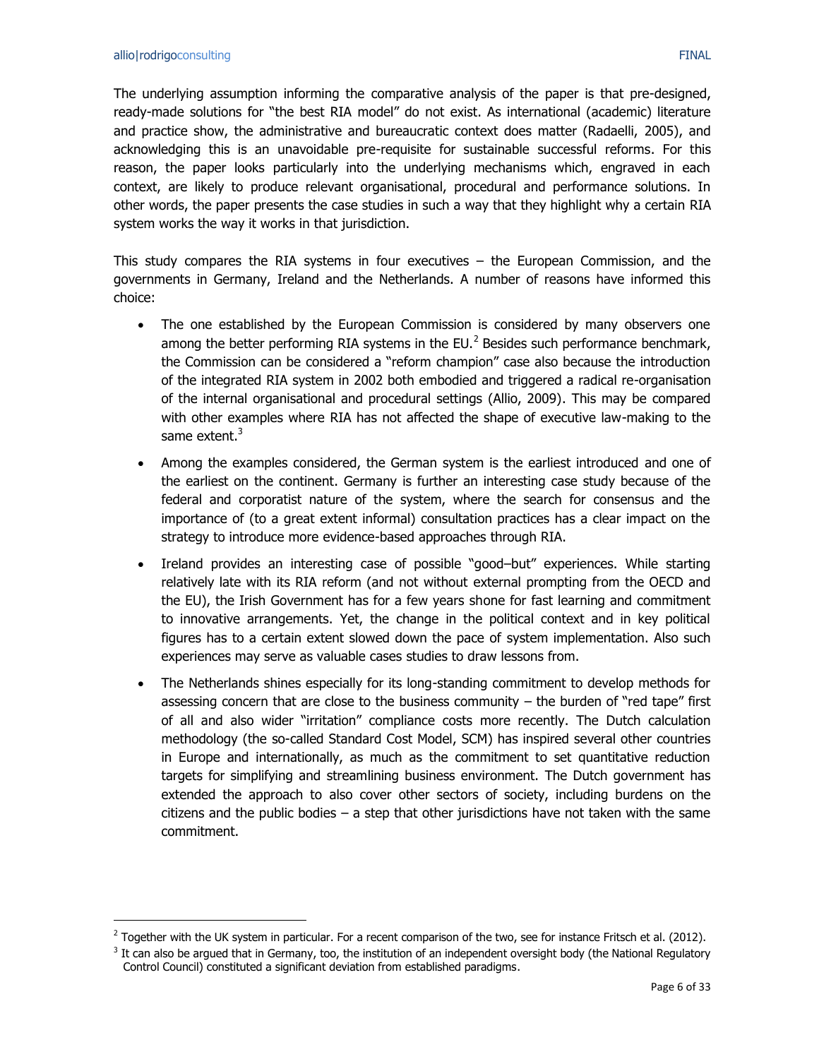The underlying assumption informing the comparative analysis of the paper is that pre-designed, ready-made solutions for "the best RIA model" do not exist. As international (academic) literature and practice show, the administrative and bureaucratic context does matter (Radaelli, 2005), and acknowledging this is an unavoidable pre-requisite for sustainable successful reforms. For this reason, the paper looks particularly into the underlying mechanisms which, engraved in each context, are likely to produce relevant organisational, procedural and performance solutions. In other words, the paper presents the case studies in such a way that they highlight why a certain RIA system works the way it works in that jurisdiction.

This study compares the RIA systems in four executives – the European Commission, and the governments in Germany, Ireland and the Netherlands. A number of reasons have informed this choice:

- The one established by the European Commission is considered by many observers one among the better performing RIA systems in the EU.[2] Besides such performance benchmark, the Commission can be considered a "reform champion" case also because the introduction of the integrated RIA system in 2002 both embodied and triggered a radical re-organisation of the internal organisational and procedural settings (Allio, 2009). This may be compared with other examples where RIA has not affected the shape of executive law-making to the same extent.[3]
- Among the examples considered, the German system is the earliest introduced and one of the earliest on the continent. Germany is further an interesting case study because of the federal and corporatist nature of the system, where the search for consensus and the importance of (to a great extent informal) consultation practices has a clear impact on the strategy to introduce more evidence-based approaches through RIA.
- Ireland provides an interesting case of possible "good–but" experiences. While starting relatively late with its RIA reform (and not without external prompting from the OECD and the EU), the Irish Government has for a few years shone for fast learning and commitment to innovative arrangements. Yet, the change in the political context and in key political figures has to a certain extent slowed down the pace of system implementation. Also such experiences may serve as valuable cases studies to draw lessons from.
- The Netherlands shines especially for its long-standing commitment to develop methods for assessing concern that are close to the business community – the burden of "red tape" first of all and also wider "irritation" compliance costs more recently. The Dutch calculation methodology (the so-called Standard Cost Model, SCM) has inspired several other countries in Europe and internationally, as much as the commitment to set quantitative reduction targets for simplifying and streamlining business environment. The Dutch government has extended the approach to also cover other sectors of society, including burdens on the citizens and the public bodies – a step that other jurisdictions have not taken with the same commitment.

[2] Together with the UK system in particular. For a recent comparison of the two, see for instance Fritsch et al. (2012).

[3] It can also be argued that in Germany, too, the institution of an independent oversight body (the National Regulatory Control Council) constituted a significant deviation from established paradigms.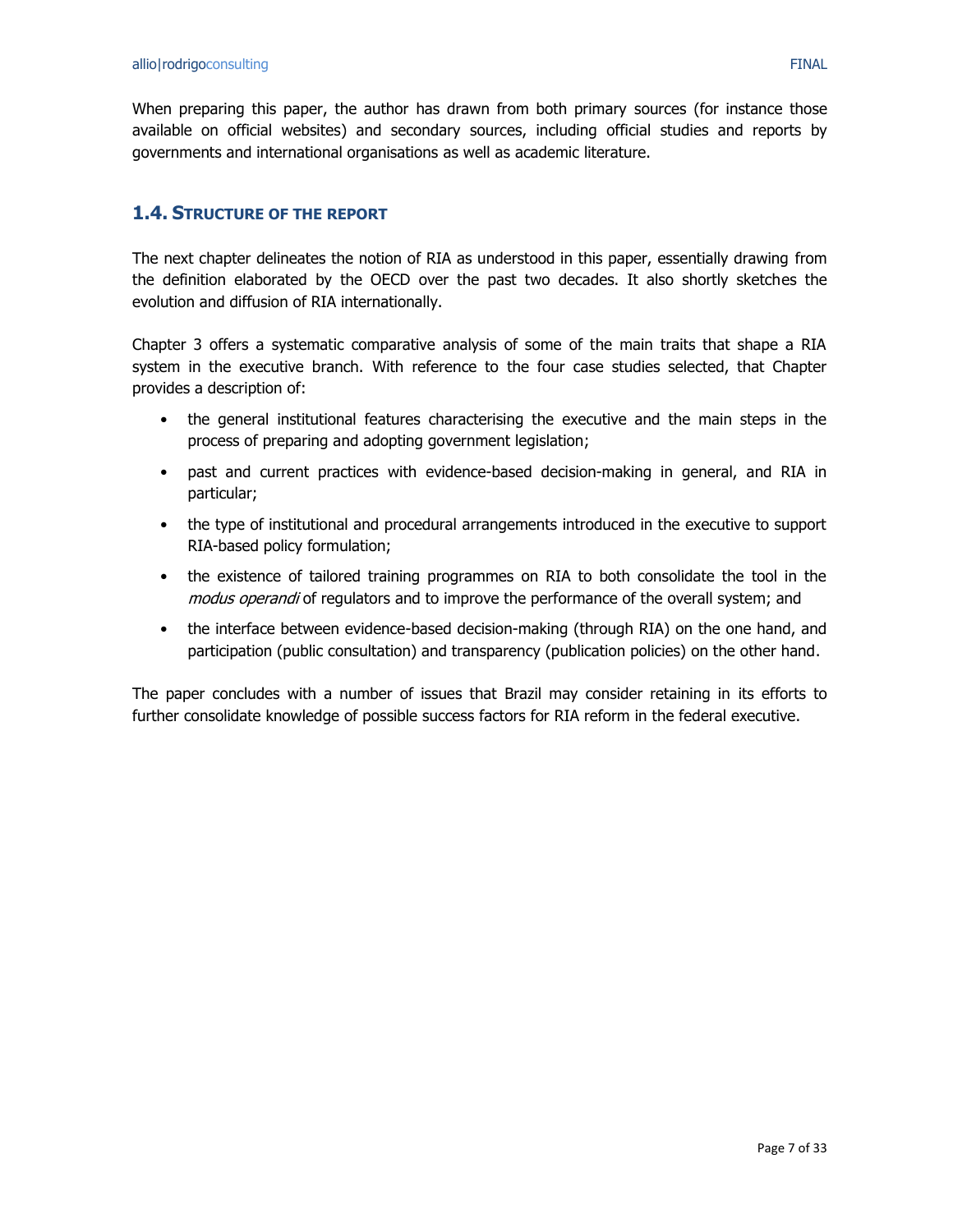When preparing this paper, the author has drawn from both primary sources (for instance those available on official websites) and secondary sources, including official studies and reports by governments and international organisations as well as academic literature.

## 1.4. Structure of the report

The next chapter delineates the notion of RIA as understood in this paper, essentially drawing from the definition elaborated by the OECD over the past two decades. It also shortly sketches the evolution and diffusion of RIA internationally.

Chapter 3 offers a systematic comparative analysis of some of the main traits that shape a RIA system in the executive branch. With reference to the four case studies selected, that Chapter provides a description of:

- the general institutional features characterising the executive and the main steps in the process of preparing and adopting government legislation;
- past and current practices with evidence-based decision-making in general, and RIA in particular;
- the type of institutional and procedural arrangements introduced in the executive to support RIA-based policy formulation;
- the existence of tailored training programmes on RIA to both consolidate the tool in the *modus operandi* of regulators and to improve the performance of the overall system; and
- the interface between evidence-based decision-making (through RIA) on the one hand, and participation (public consultation) and transparency (publication policies) on the other hand.

The paper concludes with a number of issues that Brazil may consider retaining in its efforts to further consolidate knowledge of possible success factors for RIA reform in the federal executive.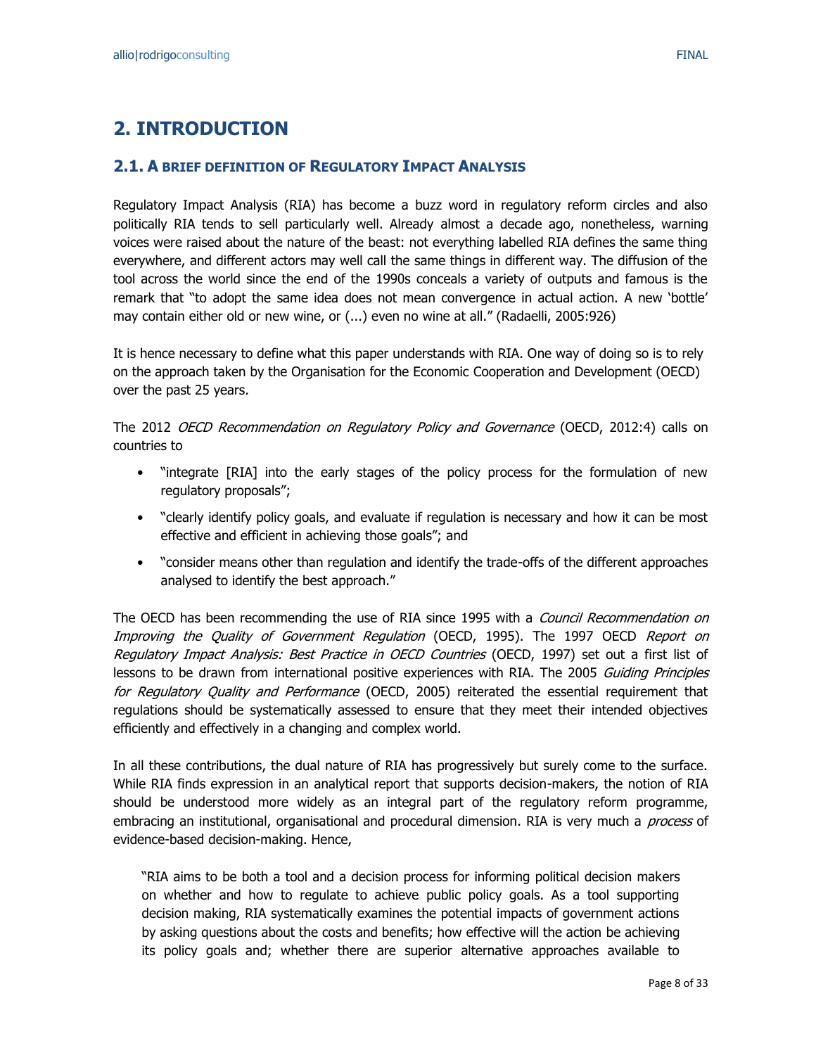## 2. INTRODUCTION

### 2.1. A BRIEF DEFINITION OF REGULATORY IMPACT ANALYSIS

Regulatory Impact Analysis (RIA) has become a buzz word in regulatory reform circles and also politically RIA tends to sell particularly well. Already almost a decade ago, nonetheless, warning voices were raised about the nature of the beast: not everything labelled RIA defines the same thing everywhere, and different actors may well call the same things in different way. The diffusion of the tool across the world since the end of the 1990s conceals a variety of outputs and famous is the remark that "to adopt the same idea does not mean convergence in actual action. A new 'bottle' may contain either old or new wine, or (...) even no wine at all." (Radaelli, 2005:926)

It is hence necessary to define what this paper understands with RIA. One way of doing so is to rely on the approach taken by the Organisation for the Economic Cooperation and Development (OECD) over the past 25 years.

The 2012 *OECD Recommendation on Regulatory Policy and Governance* (OECD, 2012:4) calls on countries to

- "integrate [RIA] into the early stages of the policy process for the formulation of new regulatory proposals";
- "clearly identify policy goals, and evaluate if regulation is necessary and how it can be most effective and efficient in achieving those goals"; and
- "consider means other than regulation and identify the trade-offs of the different approaches analysed to identify the best approach."

The OECD has been recommending the use of RIA since 1995 with a *Council Recommendation on Improving the Quality of Government Regulation* (OECD, 1995). The 1997 OECD *Report on Regulatory Impact Analysis: Best Practice in OECD Countries* (OECD, 1997) set out a first list of lessons to be drawn from international positive experiences with RIA. The 2005 *Guiding Principles for Regulatory Quality and Performance* (OECD, 2005) reiterated the essential requirement that regulations should be systematically assessed to ensure that they meet their intended objectives efficiently and effectively in a changing and complex world.

In all these contributions, the dual nature of RIA has progressively but surely come to the surface. While RIA finds expression in an analytical report that supports decision-makers, the notion of RIA should be understood more widely as an integral part of the regulatory reform programme, embracing an institutional, organisational and procedural dimension. RIA is very much a *process* of evidence-based decision-making. Hence,

> "RIA aims to be both a tool and a decision process for informing political decision makers on whether and how to regulate to achieve public policy goals. As a tool supporting decision making, RIA systematically examines the potential impacts of government actions by asking questions about the costs and benefits; how effective will the action be achieving its policy goals and; whether there are superior alternative approaches available to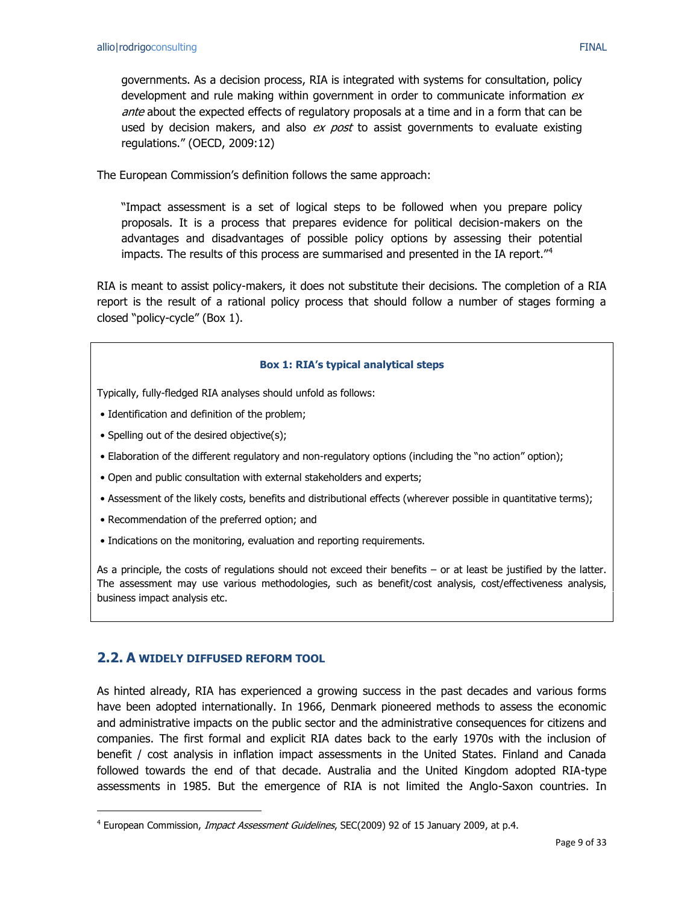governments. As a decision process, RIA is integrated with systems for consultation, policy development and rule making within government in order to communicate information *ex ante* about the expected effects of regulatory proposals at a time and in a form that can be used by decision makers, and also *ex post* to assist governments to evaluate existing regulations." (OECD, 2009:12)

The European Commission's definition follows the same approach:

> "Impact assessment is a set of logical steps to be followed when you prepare policy proposals. It is a process that prepares evidence for political decision-makers on the advantages and disadvantages of possible policy options by assessing their potential impacts. The results of this process are summarised and presented in the IA report."[4]

RIA is meant to assist policy-makers, it does not substitute their decisions. The completion of a RIA report is the result of a rational policy process that should follow a number of stages forming a closed "policy-cycle" (Box 1).

**Box 1: RIA's typical analytical steps**

Typically, fully-fledged RIA analyses should unfold as follows:

- Identification and definition of the problem;
- Spelling out of the desired objective(s);
- Elaboration of the different regulatory and non-regulatory options (including the "no action" option);
- Open and public consultation with external stakeholders and experts;
- Assessment of the likely costs, benefits and distributional effects (wherever possible in quantitative terms);
- Recommendation of the preferred option; and
- Indications on the monitoring, evaluation and reporting requirements.

As a principle, the costs of regulations should not exceed their benefits – or at least be justified by the latter. The assessment may use various methodologies, such as benefit/cost analysis, cost/effectiveness analysis, business impact analysis etc.

## 2.2. A WIDELY DIFFUSED REFORM TOOL

As hinted already, RIA has experienced a growing success in the past decades and various forms have been adopted internationally. In 1966, Denmark pioneered methods to assess the economic and administrative impacts on the public sector and the administrative consequences for citizens and companies. The first formal and explicit RIA dates back to the early 1970s with the inclusion of benefit / cost analysis in inflation impact assessments in the United States. Finland and Canada followed towards the end of that decade. Australia and the United Kingdom adopted RIA-type assessments in 1985. But the emergence of RIA is not limited the Anglo-Saxon countries. In

[4] European Commission, *Impact Assessment Guidelines*, SEC(2009) 92 of 15 January 2009, at p.4.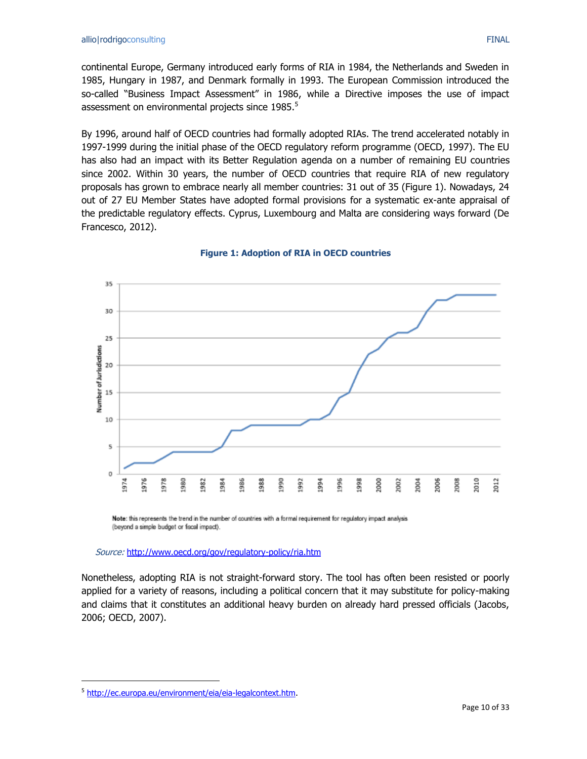continental Europe, Germany introduced early forms of RIA in 1984, the Netherlands and Sweden in 1985, Hungary in 1987, and Denmark formally in 1993. The European Commission introduced the so-called "Business Impact Assessment" in 1986, while a Directive imposes the use of impact assessment on environmental projects since 1985.[5]

By 1996, around half of OECD countries had formally adopted RIAs. The trend accelerated notably in 1997-1999 during the initial phase of the OECD regulatory reform programme (OECD, 1997). The EU has also had an impact with its Better Regulation agenda on a number of remaining EU countries since 2002. Within 30 years, the number of OECD countries that require RIA of new regulatory proposals has grown to embrace nearly all member countries: 31 out of 35 (Figure 1). Nowadays, 24 out of 27 EU Member States have adopted formal provisions for a systematic ex-ante appraisal of the predictable regulatory effects. Cyprus, Luxembourg and Malta are considering ways forward (De Francesco, 2012).

**Figure 1: Adoption of RIA in OECD countries**

**Note**: this represents the trend in the number of countries with a formal requirement for regulatory impact analysis (beyond a simple budget or fiscal impact).

*Source:* http://www.oecd.org/gov/regulatory-policy/ria.htm

Nonetheless, adopting RIA is not straight-forward story. The tool has often been resisted or poorly applied for a variety of reasons, including a political concern that it may substitute for policy-making and claims that it constitutes an additional heavy burden on already hard pressed officials (Jacobs, 2006; OECD, 2007).

[5] http://ec.europa.eu/environment/eia/eia-legalcontext.htm.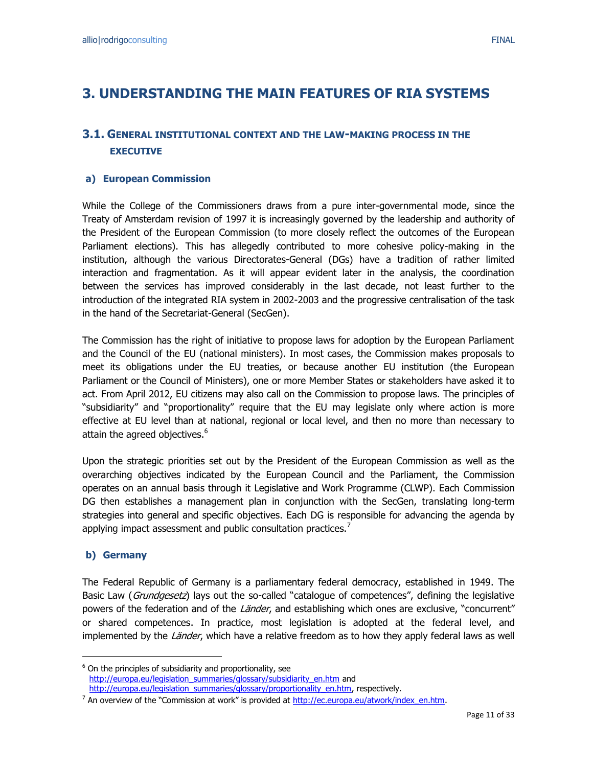# 3. UNDERSTANDING THE MAIN FEATURES OF RIA SYSTEMS

## 3.1. General institutional context and the law-making process in the executive

### a) European Commission

While the College of the Commissioners draws from a pure inter-governmental mode, since the Treaty of Amsterdam revision of 1997 it is increasingly governed by the leadership and authority of the President of the European Commission (to more closely reflect the outcomes of the European Parliament elections). This has allegedly contributed to more cohesive policy-making in the institution, although the various Directorates-General (DGs) have a tradition of rather limited interaction and fragmentation. As it will appear evident later in the analysis, the coordination between the services has improved considerably in the last decade, not least further to the introduction of the integrated RIA system in 2002-2003 and the progressive centralisation of the task in the hand of the Secretariat-General (SecGen).

The Commission has the right of initiative to propose laws for adoption by the European Parliament and the Council of the EU (national ministers). In most cases, the Commission makes proposals to meet its obligations under the EU treaties, or because another EU institution (the European Parliament or the Council of Ministers), one or more Member States or stakeholders have asked it to act. From April 2012, EU citizens may also call on the Commission to propose laws. The principles of "subsidiarity" and "proportionality" require that the EU may legislate only where action is more effective at EU level than at national, regional or local level, and then no more than necessary to attain the agreed objectives.[6]

Upon the strategic priorities set out by the President of the European Commission as well as the overarching objectives indicated by the European Council and the Parliament, the Commission operates on an annual basis through it Legislative and Work Programme (CLWP). Each Commission DG then establishes a management plan in conjunction with the SecGen, translating long-term strategies into general and specific objectives. Each DG is responsible for advancing the agenda by applying impact assessment and public consultation practices.[7]

### b) Germany

The Federal Republic of Germany is a parliamentary federal democracy, established in 1949. The Basic Law (*Grundgesetz*) lays out the so-called "catalogue of competences", defining the legislative powers of the federation and of the *Länder*, and establishing which ones are exclusive, "concurrent" or shared competences. In practice, most legislation is adopted at the federal level, and implemented by the *Länder*, which have a relative freedom as to how they apply federal laws as well

---

[6] On the principles of subsidiarity and proportionality, see http://europa.eu/legislation_summaries/glossary/subsidiarity_en.htm and http://europa.eu/legislation_summaries/glossary/proportionality_en.htm, respectively.

[7] An overview of the "Commission at work" is provided at http://ec.europa.eu/atwork/index_en.htm.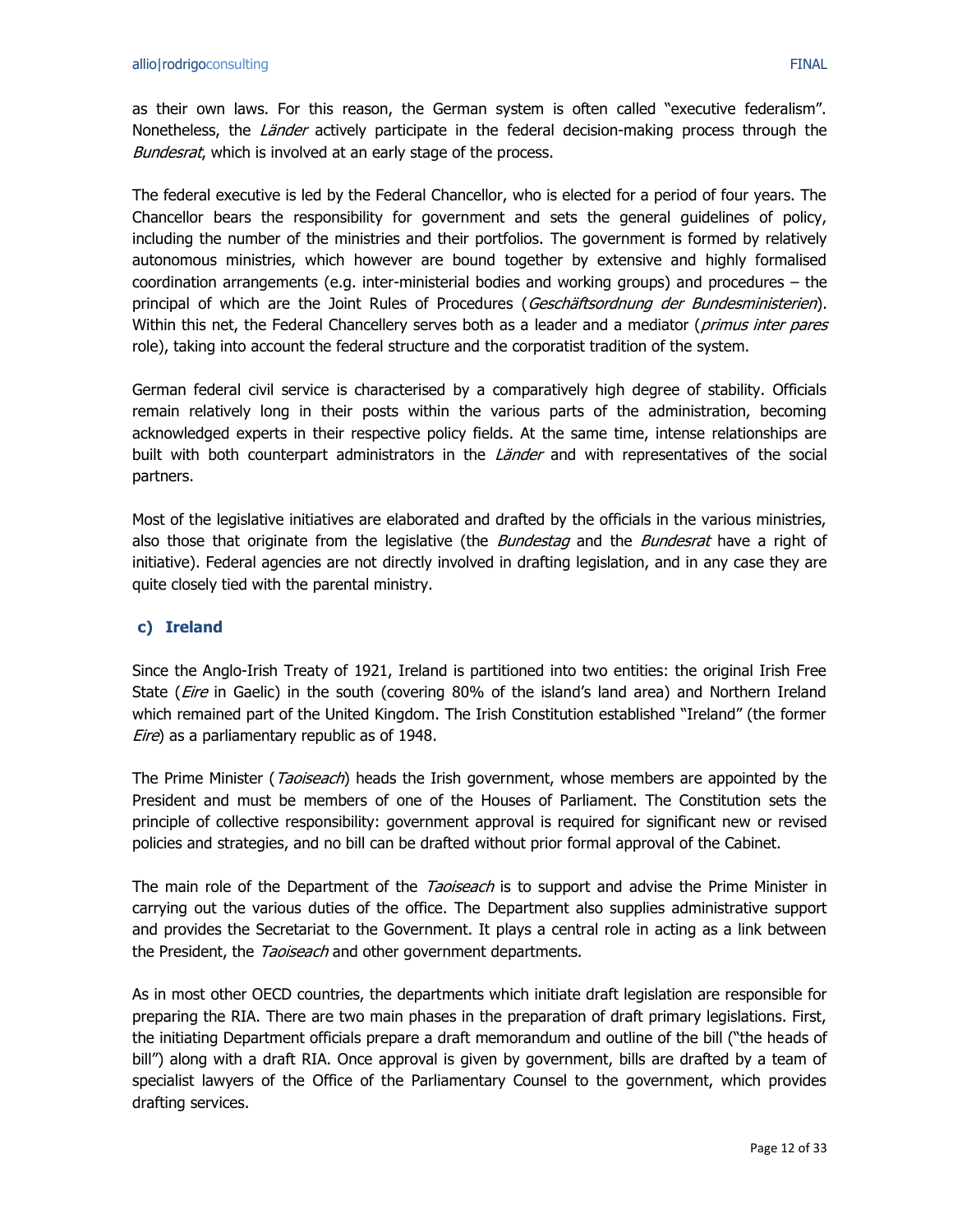as their own laws. For this reason, the German system is often called "executive federalism". Nonetheless, the *Länder* actively participate in the federal decision-making process through the *Bundesrat*, which is involved at an early stage of the process.

The federal executive is led by the Federal Chancellor, who is elected for a period of four years. The Chancellor bears the responsibility for government and sets the general guidelines of policy, including the number of the ministries and their portfolios. The government is formed by relatively autonomous ministries, which however are bound together by extensive and highly formalised coordination arrangements (e.g. inter-ministerial bodies and working groups) and procedures – the principal of which are the Joint Rules of Procedures (*Geschäftsordnung der Bundesministerien*). Within this net, the Federal Chancellery serves both as a leader and a mediator (*primus inter pares* role), taking into account the federal structure and the corporatist tradition of the system.

German federal civil service is characterised by a comparatively high degree of stability. Officials remain relatively long in their posts within the various parts of the administration, becoming acknowledged experts in their respective policy fields. At the same time, intense relationships are built with both counterpart administrators in the *Länder* and with representatives of the social partners.

Most of the legislative initiatives are elaborated and drafted by the officials in the various ministries, also those that originate from the legislative (the *Bundestag* and the *Bundesrat* have a right of initiative). Federal agencies are not directly involved in drafting legislation, and in any case they are quite closely tied with the parental ministry.

### c) Ireland

Since the Anglo-Irish Treaty of 1921, Ireland is partitioned into two entities: the original Irish Free State (*Eire* in Gaelic) in the south (covering 80% of the island's land area) and Northern Ireland which remained part of the United Kingdom. The Irish Constitution established "Ireland" (the former *Eire*) as a parliamentary republic as of 1948.

The Prime Minister (*Taoiseach*) heads the Irish government, whose members are appointed by the President and must be members of one of the Houses of Parliament. The Constitution sets the principle of collective responsibility: government approval is required for significant new or revised policies and strategies, and no bill can be drafted without prior formal approval of the Cabinet.

The main role of the Department of the *Taoiseach* is to support and advise the Prime Minister in carrying out the various duties of the office. The Department also supplies administrative support and provides the Secretariat to the Government. It plays a central role in acting as a link between the President, the *Taoiseach* and other government departments.

As in most other OECD countries, the departments which initiate draft legislation are responsible for preparing the RIA. There are two main phases in the preparation of draft primary legislations. First, the initiating Department officials prepare a draft memorandum and outline of the bill ("the heads of bill") along with a draft RIA. Once approval is given by government, bills are drafted by a team of specialist lawyers of the Office of the Parliamentary Counsel to the government, which provides drafting services.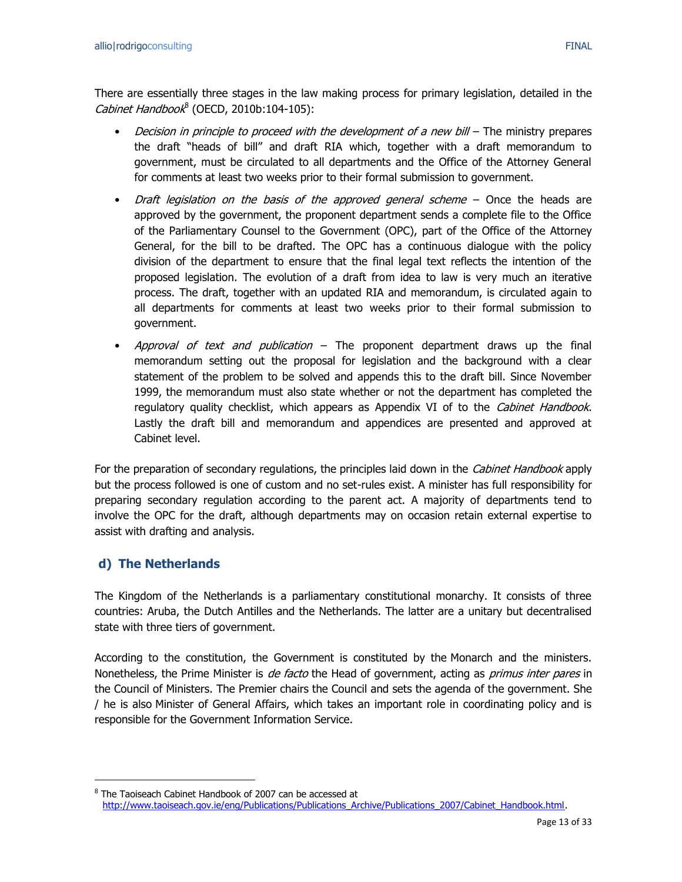There are essentially three stages in the law making process for primary legislation, detailed in the *Cabinet Handbook*[8] (OECD, 2010b:104-105):

- *Decision in principle to proceed with the development of a new bill* – The ministry prepares the draft "heads of bill" and draft RIA which, together with a draft memorandum to government, must be circulated to all departments and the Office of the Attorney General for comments at least two weeks prior to their formal submission to government.
- *Draft legislation on the basis of the approved general scheme* – Once the heads are approved by the government, the proponent department sends a complete file to the Office of the Parliamentary Counsel to the Government (OPC), part of the Office of the Attorney General, for the bill to be drafted. The OPC has a continuous dialogue with the policy division of the department to ensure that the final legal text reflects the intention of the proposed legislation. The evolution of a draft from idea to law is very much an iterative process. The draft, together with an updated RIA and memorandum, is circulated again to all departments for comments at least two weeks prior to their formal submission to government.
- *Approval of text and publication* – The proponent department draws up the final memorandum setting out the proposal for legislation and the background with a clear statement of the problem to be solved and appends this to the draft bill. Since November 1999, the memorandum must also state whether or not the department has completed the regulatory quality checklist, which appears as Appendix VI of to the *Cabinet Handbook*. Lastly the draft bill and memorandum and appendices are presented and approved at Cabinet level.

For the preparation of secondary regulations, the principles laid down in the *Cabinet Handbook* apply but the process followed is one of custom and no set-rules exist. A minister has full responsibility for preparing secondary regulation according to the parent act. A majority of departments tend to involve the OPC for the draft, although departments may on occasion retain external expertise to assist with drafting and analysis.

## d) The Netherlands

The Kingdom of the Netherlands is a parliamentary constitutional monarchy. It consists of three countries: Aruba, the Dutch Antilles and the Netherlands. The latter are a unitary but decentralised state with three tiers of government.

According to the constitution, the Government is constituted by the Monarch and the ministers. Nonetheless, the Prime Minister is *de facto* the Head of government, acting as *primus inter pares* in the Council of Ministers. The Premier chairs the Council and sets the agenda of the government. She / he is also Minister of General Affairs, which takes an important role in coordinating policy and is responsible for the Government Information Service.

[8] The Taoiseach Cabinet Handbook of 2007 can be accessed at http://www.taoiseach.gov.ie/eng/Publications/Publications_Archive/Publications_2007/Cabinet_Handbook.html.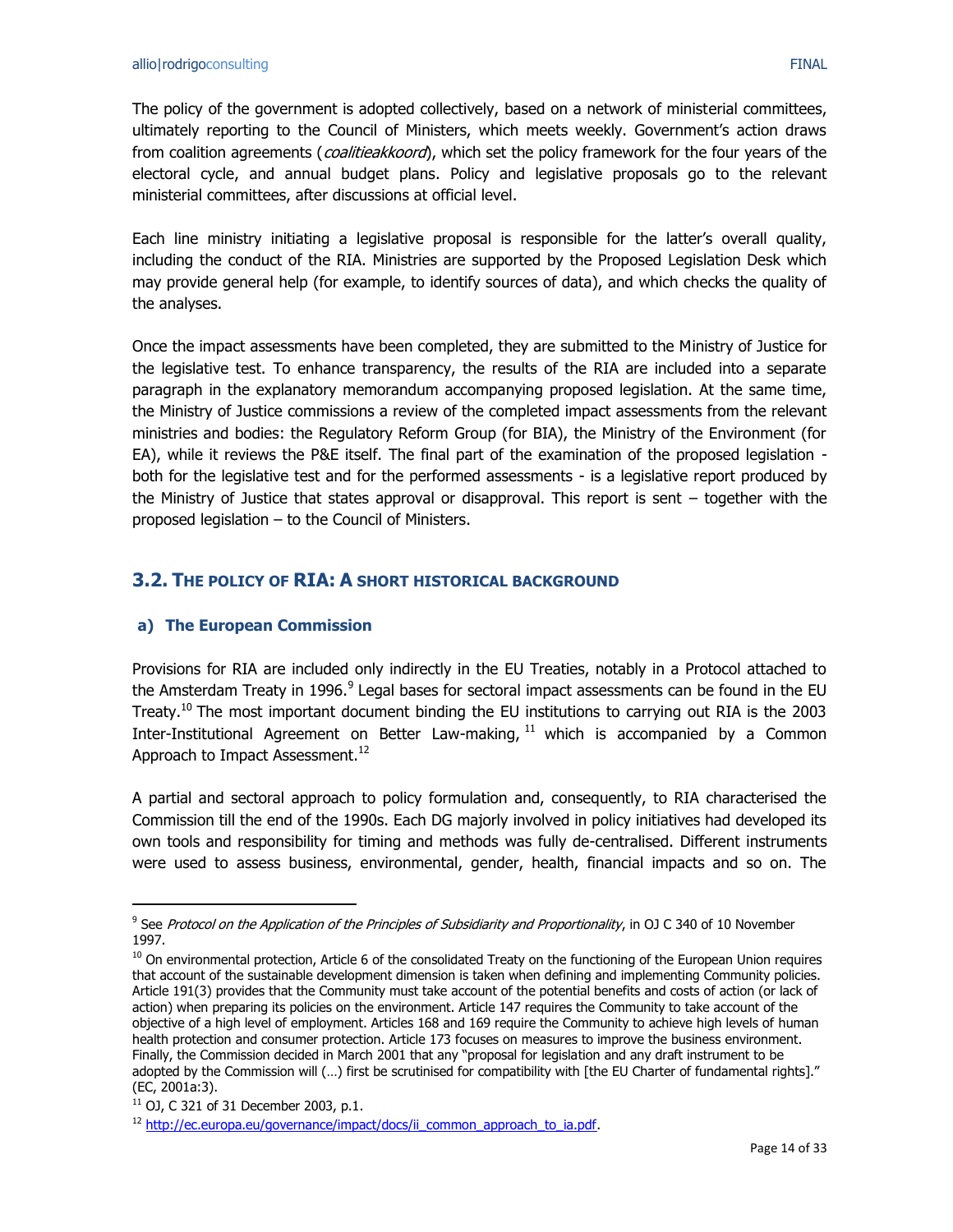The policy of the government is adopted collectively, based on a network of ministerial committees, ultimately reporting to the Council of Ministers, which meets weekly. Government's action draws from coalition agreements (*coalitieakkoord*), which set the policy framework for the four years of the electoral cycle, and annual budget plans. Policy and legislative proposals go to the relevant ministerial committees, after discussions at official level.

Each line ministry initiating a legislative proposal is responsible for the latter's overall quality, including the conduct of the RIA. Ministries are supported by the Proposed Legislation Desk which may provide general help (for example, to identify sources of data), and which checks the quality of the analyses.

Once the impact assessments have been completed, they are submitted to the Ministry of Justice for the legislative test. To enhance transparency, the results of the RIA are included into a separate paragraph in the explanatory memorandum accompanying proposed legislation. At the same time, the Ministry of Justice commissions a review of the completed impact assessments from the relevant ministries and bodies: the Regulatory Reform Group (for BIA), the Ministry of the Environment (for EA), while it reviews the P&E itself. The final part of the examination of the proposed legislation - both for the legislative test and for the performed assessments - is a legislative report produced by the Ministry of Justice that states approval or disapproval. This report is sent – together with the proposed legislation – to the Council of Ministers.

## 3.2. THE POLICY OF RIA: A SHORT HISTORICAL BACKGROUND

### a) The European Commission

Provisions for RIA are included only indirectly in the EU Treaties, notably in a Protocol attached to the Amsterdam Treaty in 1996.[9] Legal bases for sectoral impact assessments can be found in the EU Treaty.[10] The most important document binding the EU institutions to carrying out RIA is the 2003 Inter-Institutional Agreement on Better Law-making,[11] which is accompanied by a Common Approach to Impact Assessment.[12]

A partial and sectoral approach to policy formulation and, consequently, to RIA characterised the Commission till the end of the 1990s. Each DG majorly involved in policy initiatives had developed its own tools and responsibility for timing and methods was fully de-centralised. Different instruments were used to assess business, environmental, gender, health, financial impacts and so on. The

---

[9] See *Protocol on the Application of the Principles of Subsidiarity and Proportionality*, in OJ C 340 of 10 November 1997.

[10] On environmental protection, Article 6 of the consolidated Treaty on the functioning of the European Union requires that account of the sustainable development dimension is taken when defining and implementing Community policies. Article 191(3) provides that the Community must take account of the potential benefits and costs of action (or lack of action) when preparing its policies on the environment. Article 147 requires the Community to take account of the objective of a high level of employment. Articles 168 and 169 require the Community to achieve high levels of human health protection and consumer protection. Article 173 focuses on measures to improve the business environment. Finally, the Commission decided in March 2001 that any "proposal for legislation and any draft instrument to be adopted by the Commission will (…) first be scrutinised for compatibility with [the EU Charter of fundamental rights]." (EC, 2001a:3).

[11] OJ, C 321 of 31 December 2003, p.1.

[12] http://ec.europa.eu/governance/impact/docs/ii_common_approach_to_ia.pdf.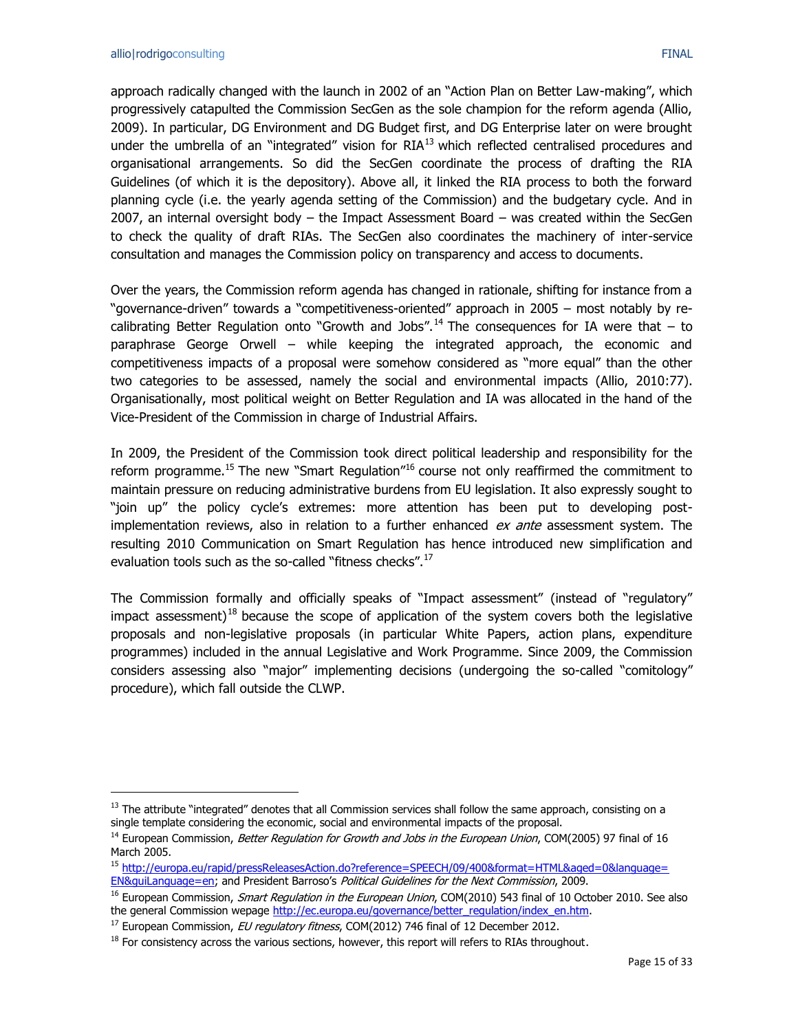approach radically changed with the launch in 2002 of an "Action Plan on Better Law-making", which progressively catapulted the Commission SecGen as the sole champion for the reform agenda (Allio, 2009). In particular, DG Environment and DG Budget first, and DG Enterprise later on were brought under the umbrella of an "integrated" vision for RIA[13] which reflected centralised procedures and organisational arrangements. So did the SecGen coordinate the process of drafting the RIA Guidelines (of which it is the depository). Above all, it linked the RIA process to both the forward planning cycle (i.e. the yearly agenda setting of the Commission) and the budgetary cycle. And in 2007, an internal oversight body – the Impact Assessment Board – was created within the SecGen to check the quality of draft RIAs. The SecGen also coordinates the machinery of inter-service consultation and manages the Commission policy on transparency and access to documents.

Over the years, the Commission reform agenda has changed in rationale, shifting for instance from a "governance-driven" towards a "competitiveness-oriented" approach in 2005 – most notably by re-calibrating Better Regulation onto "Growth and Jobs".[14] The consequences for IA were that – to paraphrase George Orwell – while keeping the integrated approach, the economic and competitiveness impacts of a proposal were somehow considered as "more equal" than the other two categories to be assessed, namely the social and environmental impacts (Allio, 2010:77). Organisationally, most political weight on Better Regulation and IA was allocated in the hand of the Vice-President of the Commission in charge of Industrial Affairs.

In 2009, the President of the Commission took direct political leadership and responsibility for the reform programme.[15] The new "Smart Regulation"[16] course not only reaffirmed the commitment to maintain pressure on reducing administrative burdens from EU legislation. It also expressly sought to "join up" the policy cycle's extremes: more attention has been put to developing post-implementation reviews, also in relation to a further enhanced *ex ante* assessment system. The resulting 2010 Communication on Smart Regulation has hence introduced new simplification and evaluation tools such as the so-called "fitness checks".[17]

The Commission formally and officially speaks of "Impact assessment" (instead of "regulatory" impact assessment)[18] because the scope of application of the system covers both the legislative proposals and non-legislative proposals (in particular White Papers, action plans, expenditure programmes) included in the annual Legislative and Work Programme. Since 2009, the Commission considers assessing also "major" implementing decisions (undergoing the so-called "comitology" procedure), which fall outside the CLWP.

---

[13] The attribute "integrated" denotes that all Commission services shall follow the same approach, consisting on a single template considering the economic, social and environmental impacts of the proposal.

[14] European Commission, *Better Regulation for Growth and Jobs in the European Union*, COM(2005) 97 final of 16 March 2005.

[15] http://europa.eu/rapid/pressReleasesAction.do?reference=SPEECH/09/400&format=HTML&aged=0&language=EN&guiLanguage=en; and President Barroso's *Political Guidelines for the Next Commission*, 2009.

[16] European Commission, *Smart Regulation in the European Union*, COM(2010) 543 final of 10 October 2010. See also the general Commission wepage http://ec.europa.eu/governance/better_regulation/index_en.htm.

[17] European Commission, *EU regulatory fitness*, COM(2012) 746 final of 12 December 2012.

[18] For consistency across the various sections, however, this report will refers to RIAs throughout.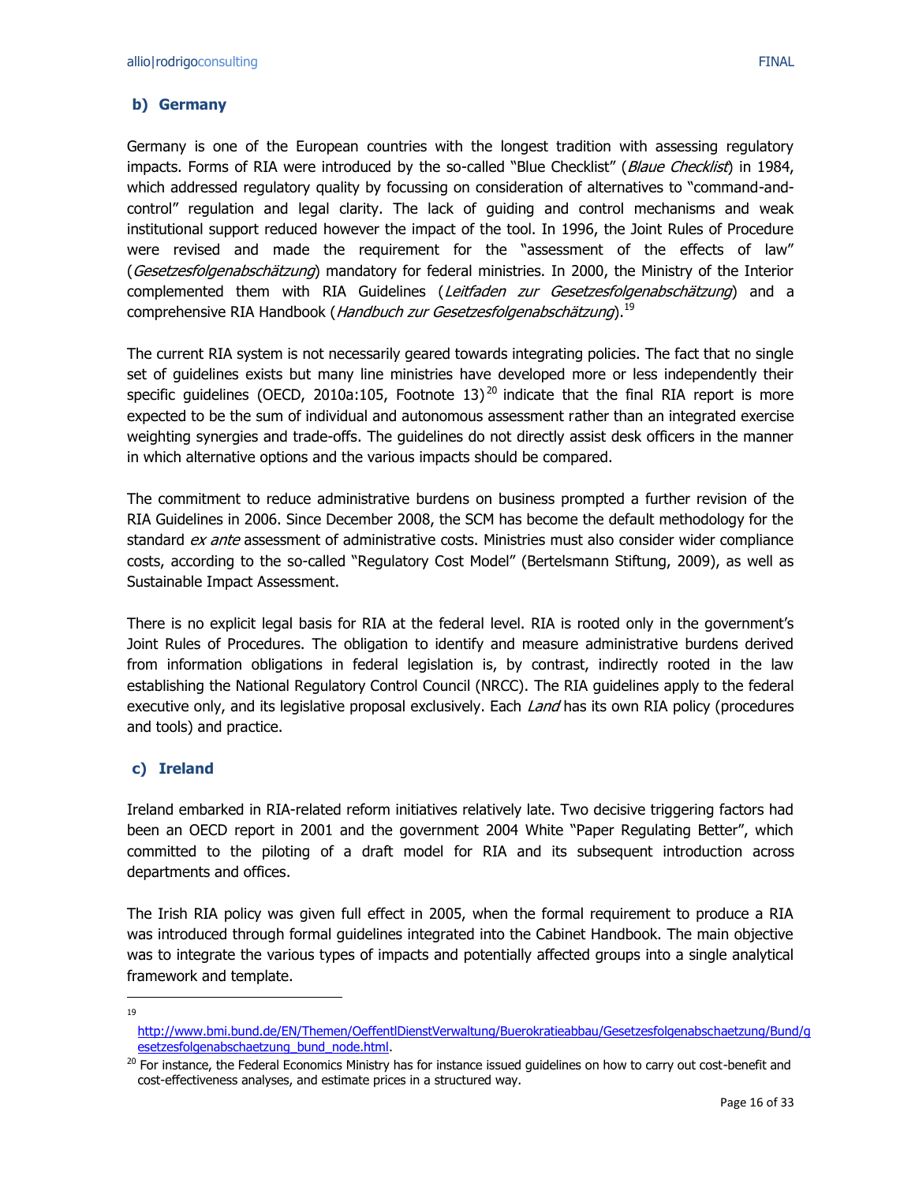### b) Germany

Germany is one of the European countries with the longest tradition with assessing regulatory impacts. Forms of RIA were introduced by the so-called "Blue Checklist" (*Blaue Checklist*) in 1984, which addressed regulatory quality by focussing on consideration of alternatives to "command-and-control" regulation and legal clarity. The lack of guiding and control mechanisms and weak institutional support reduced however the impact of the tool. In 1996, the Joint Rules of Procedure were revised and made the requirement for the "assessment of the effects of law" (*Gesetzesfolgenabschätzung*) mandatory for federal ministries. In 2000, the Ministry of the Interior complemented them with RIA Guidelines (*Leitfaden zur Gesetzesfolgenabschätzung*) and a comprehensive RIA Handbook (*Handbuch zur Gesetzesfolgenabschätzung*).[19]

The current RIA system is not necessarily geared towards integrating policies. The fact that no single set of guidelines exists but many line ministries have developed more or less independently their specific guidelines (OECD, 2010a:105, Footnote 13)[20] indicate that the final RIA report is more expected to be the sum of individual and autonomous assessment rather than an integrated exercise weighting synergies and trade-offs. The guidelines do not directly assist desk officers in the manner in which alternative options and the various impacts should be compared.

The commitment to reduce administrative burdens on business prompted a further revision of the RIA Guidelines in 2006. Since December 2008, the SCM has become the default methodology for the standard *ex ante* assessment of administrative costs. Ministries must also consider wider compliance costs, according to the so-called "Regulatory Cost Model" (Bertelsmann Stiftung, 2009), as well as Sustainable Impact Assessment.

There is no explicit legal basis for RIA at the federal level. RIA is rooted only in the government's Joint Rules of Procedures. The obligation to identify and measure administrative burdens derived from information obligations in federal legislation is, by contrast, indirectly rooted in the law establishing the National Regulatory Control Council (NRCC). The RIA guidelines apply to the federal executive only, and its legislative proposal exclusively. Each *Land* has its own RIA policy (procedures and tools) and practice.

### c) Ireland

Ireland embarked in RIA-related reform initiatives relatively late. Two decisive triggering factors had been an OECD report in 2001 and the government 2004 White "Paper Regulating Better", which committed to the piloting of a draft model for RIA and its subsequent introduction across departments and offices.

The Irish RIA policy was given full effect in 2005, when the formal requirement to produce a RIA was introduced through formal guidelines integrated into the Cabinet Handbook. The main objective was to integrate the various types of impacts and potentially affected groups into a single analytical framework and template.

---

[19] http://www.bmi.bund.de/EN/Themen/OeffentlDienstVerwaltung/Buerokratieabbau/Gesetzesfolgenabschaetzung/Bund/gesetzesfolgenabschaetzung_bund_node.html.

[20] For instance, the Federal Economics Ministry has for instance issued guidelines on how to carry out cost-benefit and cost-effectiveness analyses, and estimate prices in a structured way.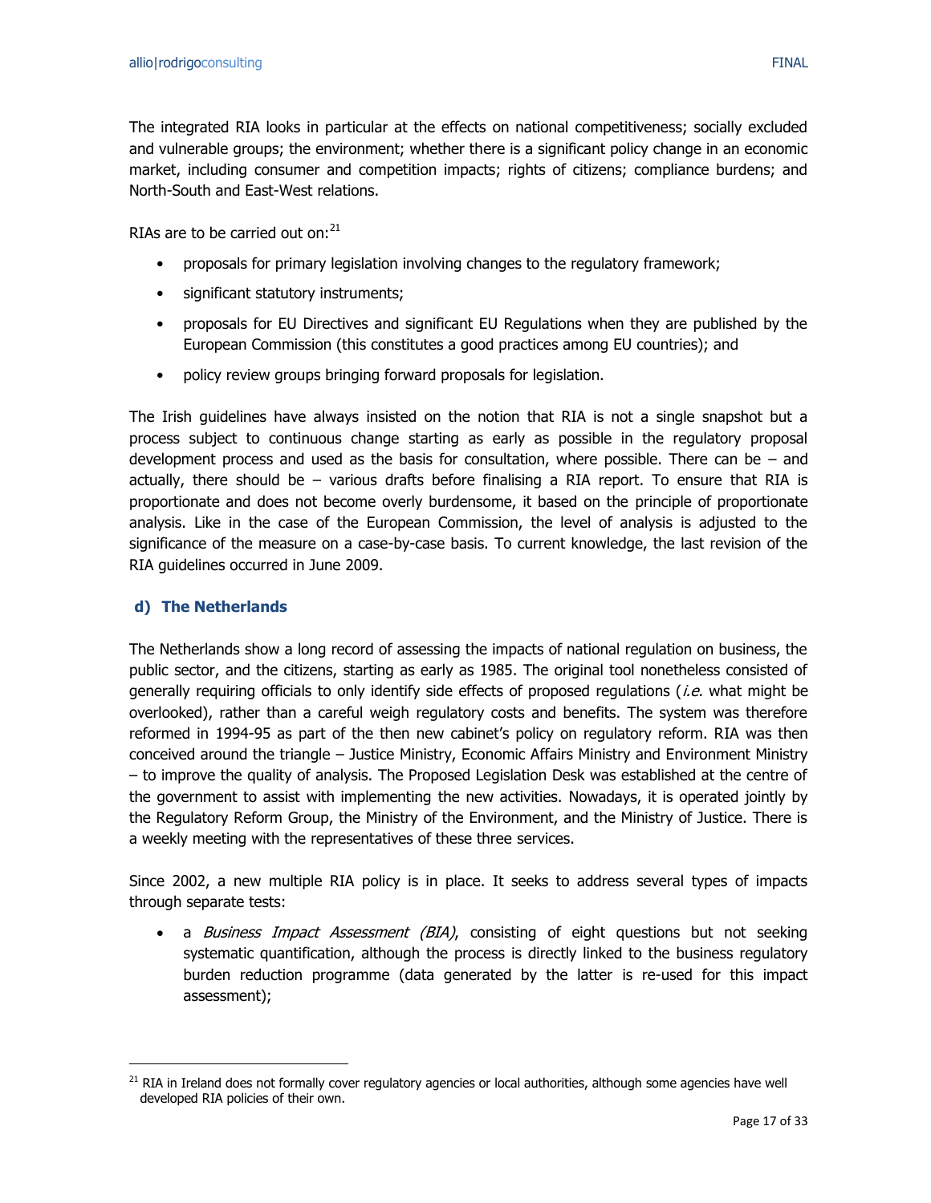The integrated RIA looks in particular at the effects on national competitiveness; socially excluded and vulnerable groups; the environment; whether there is a significant policy change in an economic market, including consumer and competition impacts; rights of citizens; compliance burdens; and North-South and East-West relations.

RIAs are to be carried out on:[21]

- proposals for primary legislation involving changes to the regulatory framework;
- significant statutory instruments;
- proposals for EU Directives and significant EU Regulations when they are published by the European Commission (this constitutes a good practices among EU countries); and
- policy review groups bringing forward proposals for legislation.

The Irish guidelines have always insisted on the notion that RIA is not a single snapshot but a process subject to continuous change starting as early as possible in the regulatory proposal development process and used as the basis for consultation, where possible. There can be – and actually, there should be – various drafts before finalising a RIA report. To ensure that RIA is proportionate and does not become overly burdensome, it based on the principle of proportionate analysis. Like in the case of the European Commission, the level of analysis is adjusted to the significance of the measure on a case-by-case basis. To current knowledge, the last revision of the RIA guidelines occurred in June 2009.

### d) The Netherlands

The Netherlands show a long record of assessing the impacts of national regulation on business, the public sector, and the citizens, starting as early as 1985. The original tool nonetheless consisted of generally requiring officials to only identify side effects of proposed regulations (*i.e.* what might be overlooked), rather than a careful weigh regulatory costs and benefits. The system was therefore reformed in 1994-95 as part of the then new cabinet's policy on regulatory reform. RIA was then conceived around the triangle – Justice Ministry, Economic Affairs Ministry and Environment Ministry – to improve the quality of analysis. The Proposed Legislation Desk was established at the centre of the government to assist with implementing the new activities. Nowadays, it is operated jointly by the Regulatory Reform Group, the Ministry of the Environment, and the Ministry of Justice. There is a weekly meeting with the representatives of these three services.

Since 2002, a new multiple RIA policy is in place. It seeks to address several types of impacts through separate tests:

- a *Business Impact Assessment (BIA)*, consisting of eight questions but not seeking systematic quantification, although the process is directly linked to the business regulatory burden reduction programme (data generated by the latter is re-used for this impact assessment);

[21] RIA in Ireland does not formally cover regulatory agencies or local authorities, although some agencies have well developed RIA policies of their own.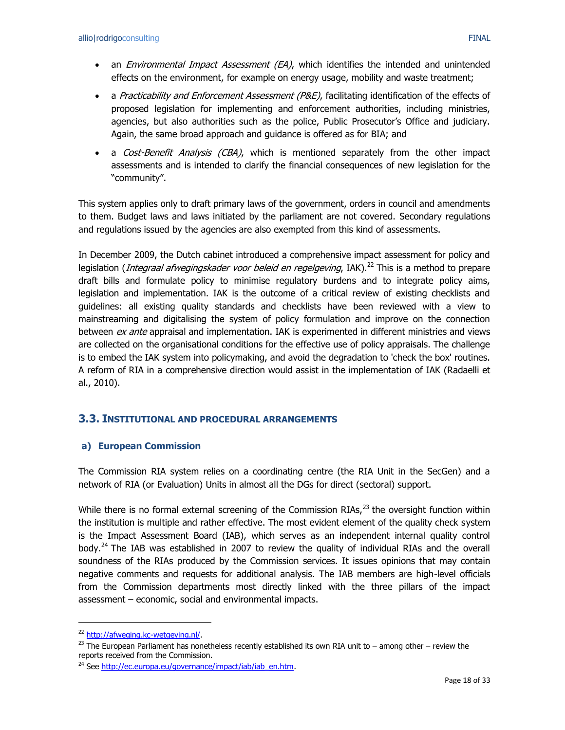- an *Environmental Impact Assessment (EA)*, which identifies the intended and unintended effects on the environment, for example on energy usage, mobility and waste treatment;
- a *Practicability and Enforcement Assessment (P&E)*, facilitating identification of the effects of proposed legislation for implementing and enforcement authorities, including ministries, agencies, but also authorities such as the police, Public Prosecutor's Office and judiciary. Again, the same broad approach and guidance is offered as for BIA; and
- a *Cost-Benefit Analysis (CBA)*, which is mentioned separately from the other impact assessments and is intended to clarify the financial consequences of new legislation for the "community".

This system applies only to draft primary laws of the government, orders in council and amendments to them. Budget laws and laws initiated by the parliament are not covered. Secondary regulations and regulations issued by the agencies are also exempted from this kind of assessments.

In December 2009, the Dutch cabinet introduced a comprehensive impact assessment for policy and legislation (*Integraal afwegingskader voor beleid en regelgeving*, IAK).[22] This is a method to prepare draft bills and formulate policy to minimise regulatory burdens and to integrate policy aims, legislation and implementation. IAK is the outcome of a critical review of existing checklists and guidelines: all existing quality standards and checklists have been reviewed with a view to mainstreaming and digitalising the system of policy formulation and improve on the connection between *ex ante* appraisal and implementation. IAK is experimented in different ministries and views are collected on the organisational conditions for the effective use of policy appraisals. The challenge is to embed the IAK system into policymaking, and avoid the degradation to 'check the box' routines. A reform of RIA in a comprehensive direction would assist in the implementation of IAK (Radaelli et al., 2010).

## 3.3. Institutional and procedural arrangements

### a) European Commission

The Commission RIA system relies on a coordinating centre (the RIA Unit in the SecGen) and a network of RIA (or Evaluation) Units in almost all the DGs for direct (sectoral) support.

While there is no formal external screening of the Commission RIAs,[23] the oversight function within the institution is multiple and rather effective. The most evident element of the quality check system is the Impact Assessment Board (IAB), which serves as an independent internal quality control body.[24] The IAB was established in 2007 to review the quality of individual RIAs and the overall soundness of the RIAs produced by the Commission services. It issues opinions that may contain negative comments and requests for additional analysis. The IAB members are high-level officials from the Commission departments most directly linked with the three pillars of the impact assessment – economic, social and environmental impacts.

---

[22] http://afweging.kc-wetgeving.nl/.

[23] The European Parliament has nonetheless recently established its own RIA unit to – among other – review the reports received from the Commission.

[24] See http://ec.europa.eu/governance/impact/iab/iab_en.htm.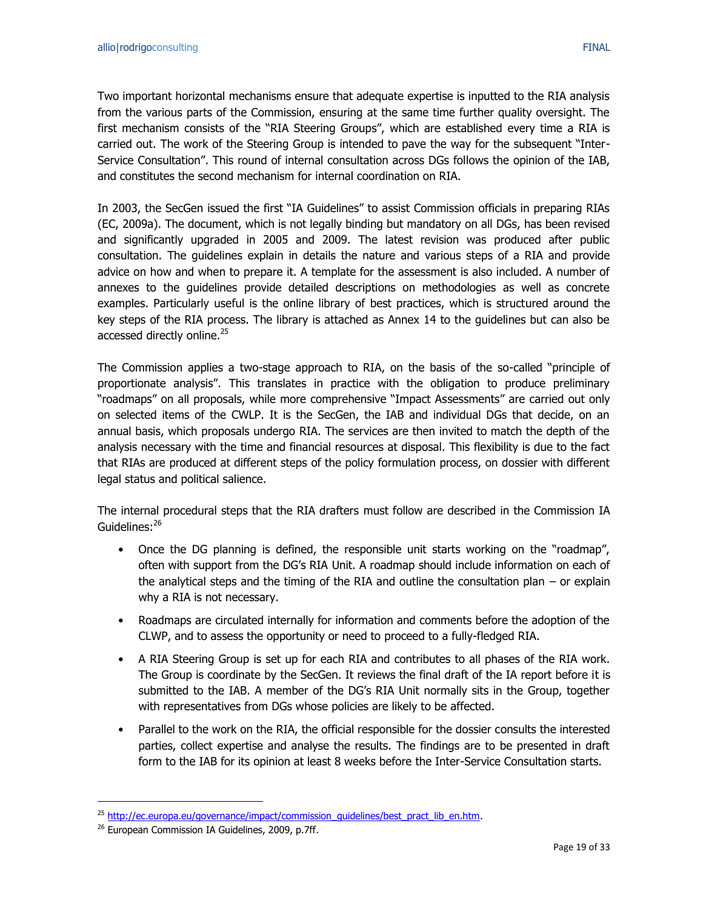Two important horizontal mechanisms ensure that adequate expertise is inputted to the RIA analysis from the various parts of the Commission, ensuring at the same time further quality oversight. The first mechanism consists of the "RIA Steering Groups", which are established every time a RIA is carried out. The work of the Steering Group is intended to pave the way for the subsequent "Inter-Service Consultation". This round of internal consultation across DGs follows the opinion of the IAB, and constitutes the second mechanism for internal coordination on RIA.

In 2003, the SecGen issued the first "IA Guidelines" to assist Commission officials in preparing RIAs (EC, 2009a). The document, which is not legally binding but mandatory on all DGs, has been revised and significantly upgraded in 2005 and 2009. The latest revision was produced after public consultation. The guidelines explain in details the nature and various steps of a RIA and provide advice on how and when to prepare it. A template for the assessment is also included. A number of annexes to the guidelines provide detailed descriptions on methodologies as well as concrete examples. Particularly useful is the online library of best practices, which is structured around the key steps of the RIA process. The library is attached as Annex 14 to the guidelines but can also be accessed directly online.[25]

The Commission applies a two-stage approach to RIA, on the basis of the so-called "principle of proportionate analysis". This translates in practice with the obligation to produce preliminary "roadmaps" on all proposals, while more comprehensive "Impact Assessments" are carried out only on selected items of the CWLP. It is the SecGen, the IAB and individual DGs that decide, on an annual basis, which proposals undergo RIA. The services are then invited to match the depth of the analysis necessary with the time and financial resources at disposal. This flexibility is due to the fact that RIAs are produced at different steps of the policy formulation process, on dossier with different legal status and political salience.

The internal procedural steps that the RIA drafters must follow are described in the Commission IA Guidelines:[26]

- Once the DG planning is defined, the responsible unit starts working on the "roadmap", often with support from the DG's RIA Unit. A roadmap should include information on each of the analytical steps and the timing of the RIA and outline the consultation plan – or explain why a RIA is not necessary.
- Roadmaps are circulated internally for information and comments before the adoption of the CLWP, and to assess the opportunity or need to proceed to a fully-fledged RIA.
- A RIA Steering Group is set up for each RIA and contributes to all phases of the RIA work. The Group is coordinate by the SecGen. It reviews the final draft of the IA report before it is submitted to the IAB. A member of the DG's RIA Unit normally sits in the Group, together with representatives from DGs whose policies are likely to be affected.
- Parallel to the work on the RIA, the official responsible for the dossier consults the interested parties, collect expertise and analyse the results. The findings are to be presented in draft form to the IAB for its opinion at least 8 weeks before the Inter-Service Consultation starts.

---

[25] http://ec.europa.eu/governance/impact/commission_guidelines/best_pract_lib_en.htm.

[26] European Commission IA Guidelines, 2009, p.7ff.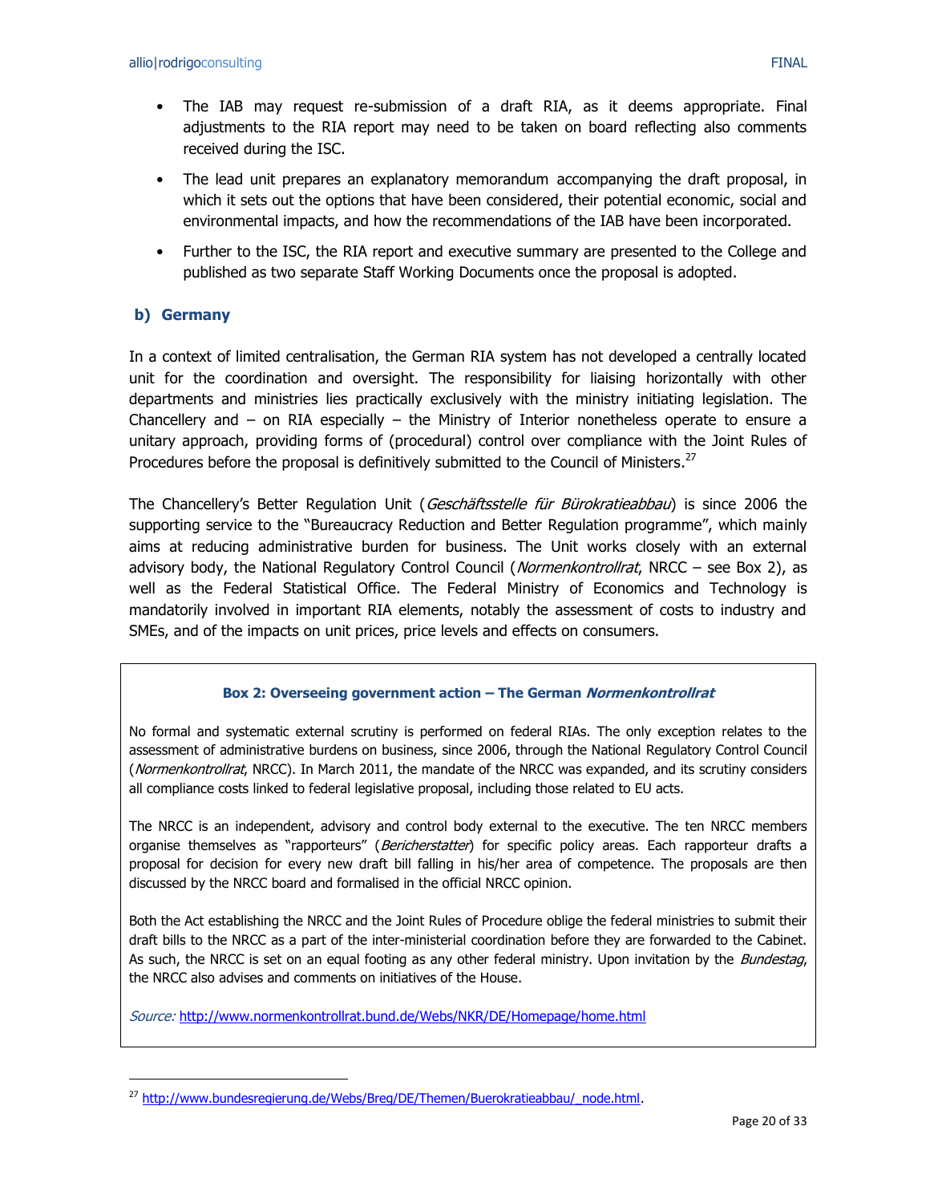- The IAB may request re-submission of a draft RIA, as it deems appropriate. Final adjustments to the RIA report may need to be taken on board reflecting also comments received during the ISC.
- The lead unit prepares an explanatory memorandum accompanying the draft proposal, in which it sets out the options that have been considered, their potential economic, social and environmental impacts, and how the recommendations of the IAB have been incorporated.
- Further to the ISC, the RIA report and executive summary are presented to the College and published as two separate Staff Working Documents once the proposal is adopted.

### b) Germany

In a context of limited centralisation, the German RIA system has not developed a centrally located unit for the coordination and oversight. The responsibility for liaising horizontally with other departments and ministries lies practically exclusively with the ministry initiating legislation. The Chancellery and – on RIA especially – the Ministry of Interior nonetheless operate to ensure a unitary approach, providing forms of (procedural) control over compliance with the Joint Rules of Procedures before the proposal is definitively submitted to the Council of Ministers.[27]

The Chancellery's Better Regulation Unit (*Geschäftsstelle für Bürokratieabbau*) is since 2006 the supporting service to the "Bureaucracy Reduction and Better Regulation programme", which mainly aims at reducing administrative burden for business. The Unit works closely with an external advisory body, the National Regulatory Control Council (*Normenkontrollrat*, NRCC – see Box 2), as well as the Federal Statistical Office. The Federal Ministry of Economics and Technology is mandatorily involved in important RIA elements, notably the assessment of costs to industry and SMEs, and of the impacts on unit prices, price levels and effects on consumers.

> **Box 2: Overseeing government action – The German *Normenkontrollrat***
>
> No formal and systematic external scrutiny is performed on federal RIAs. The only exception relates to the assessment of administrative burdens on business, since 2006, through the National Regulatory Control Council (*Normenkontrollrat*, NRCC). In March 2011, the mandate of the NRCC was expanded, and its scrutiny considers all compliance costs linked to federal legislative proposal, including those related to EU acts.
>
> The NRCC is an independent, advisory and control body external to the executive. The ten NRCC members organise themselves as "rapporteurs" (*Bericherstatter*) for specific policy areas. Each rapporteur drafts a proposal for decision for every new draft bill falling in his/her area of competence. The proposals are then discussed by the NRCC board and formalised in the official NRCC opinion.
>
> Both the Act establishing the NRCC and the Joint Rules of Procedure oblige the federal ministries to submit their draft bills to the NRCC as a part of the inter-ministerial coordination before they are forwarded to the Cabinet. As such, the NRCC is set on an equal footing as any other federal ministry. Upon invitation by the *Bundestag*, the NRCC also advises and comments on initiatives of the House.
>
> *Source:* http://www.normenkontrollrat.bund.de/Webs/NKR/DE/Homepage/home.html

[27] http://www.bundesregierung.de/Webs/Breg/DE/Themen/Buerokratieabbau/_node.html.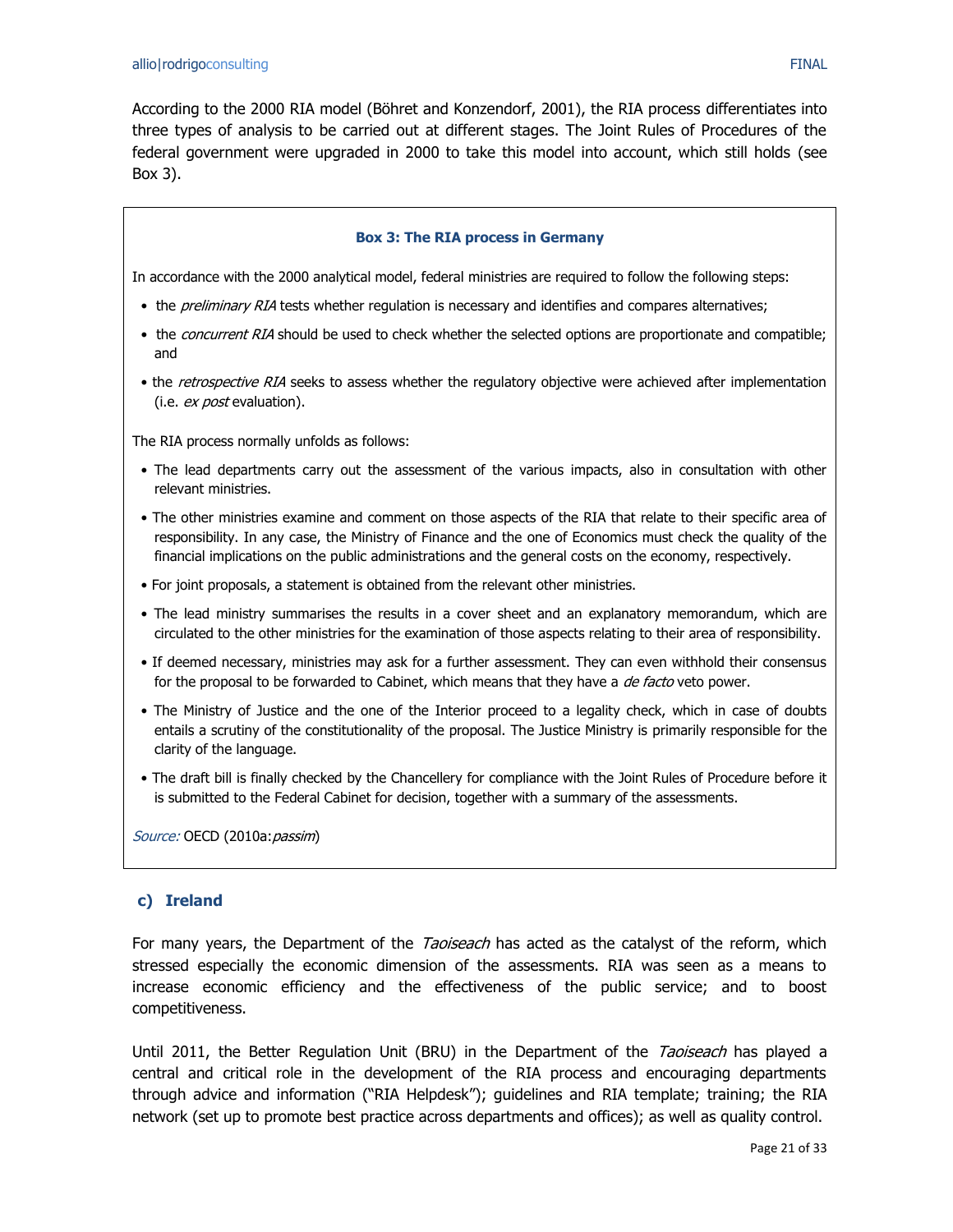According to the 2000 RIA model (Böhret and Konzendorf, 2001), the RIA process differentiates into three types of analysis to be carried out at different stages. The Joint Rules of Procedures of the federal government were upgraded in 2000 to take this model into account, which still holds (see Box 3).

**Box 3: The RIA process in Germany**

In accordance with the 2000 analytical model, federal ministries are required to follow the following steps:

- the *preliminary RIA* tests whether regulation is necessary and identifies and compares alternatives;
- the *concurrent RIA* should be used to check whether the selected options are proportionate and compatible; and
- the *retrospective RIA* seeks to assess whether the regulatory objective were achieved after implementation (i.e. *ex post* evaluation).

The RIA process normally unfolds as follows:

- The lead departments carry out the assessment of the various impacts, also in consultation with other relevant ministries.
- The other ministries examine and comment on those aspects of the RIA that relate to their specific area of responsibility. In any case, the Ministry of Finance and the one of Economics must check the quality of the financial implications on the public administrations and the general costs on the economy, respectively.
- For joint proposals, a statement is obtained from the relevant other ministries.
- The lead ministry summarises the results in a cover sheet and an explanatory memorandum, which are circulated to the other ministries for the examination of those aspects relating to their area of responsibility.
- If deemed necessary, ministries may ask for a further assessment. They can even withhold their consensus for the proposal to be forwarded to Cabinet, which means that they have a *de facto* veto power.
- The Ministry of Justice and the one of the Interior proceed to a legality check, which in case of doubts entails a scrutiny of the constitutionality of the proposal. The Justice Ministry is primarily responsible for the clarity of the language.
- The draft bill is finally checked by the Chancellery for compliance with the Joint Rules of Procedure before it is submitted to the Federal Cabinet for decision, together with a summary of the assessments.

*Source:* OECD (2010a:*passim*)

### c) Ireland

For many years, the Department of the *Taoiseach* has acted as the catalyst of the reform, which stressed especially the economic dimension of the assessments. RIA was seen as a means to increase economic efficiency and the effectiveness of the public service; and to boost competitiveness.

Until 2011, the Better Regulation Unit (BRU) in the Department of the *Taoiseach* has played a central and critical role in the development of the RIA process and encouraging departments through advice and information ("RIA Helpdesk"); guidelines and RIA template; training; the RIA network (set up to promote best practice across departments and offices); as well as quality control.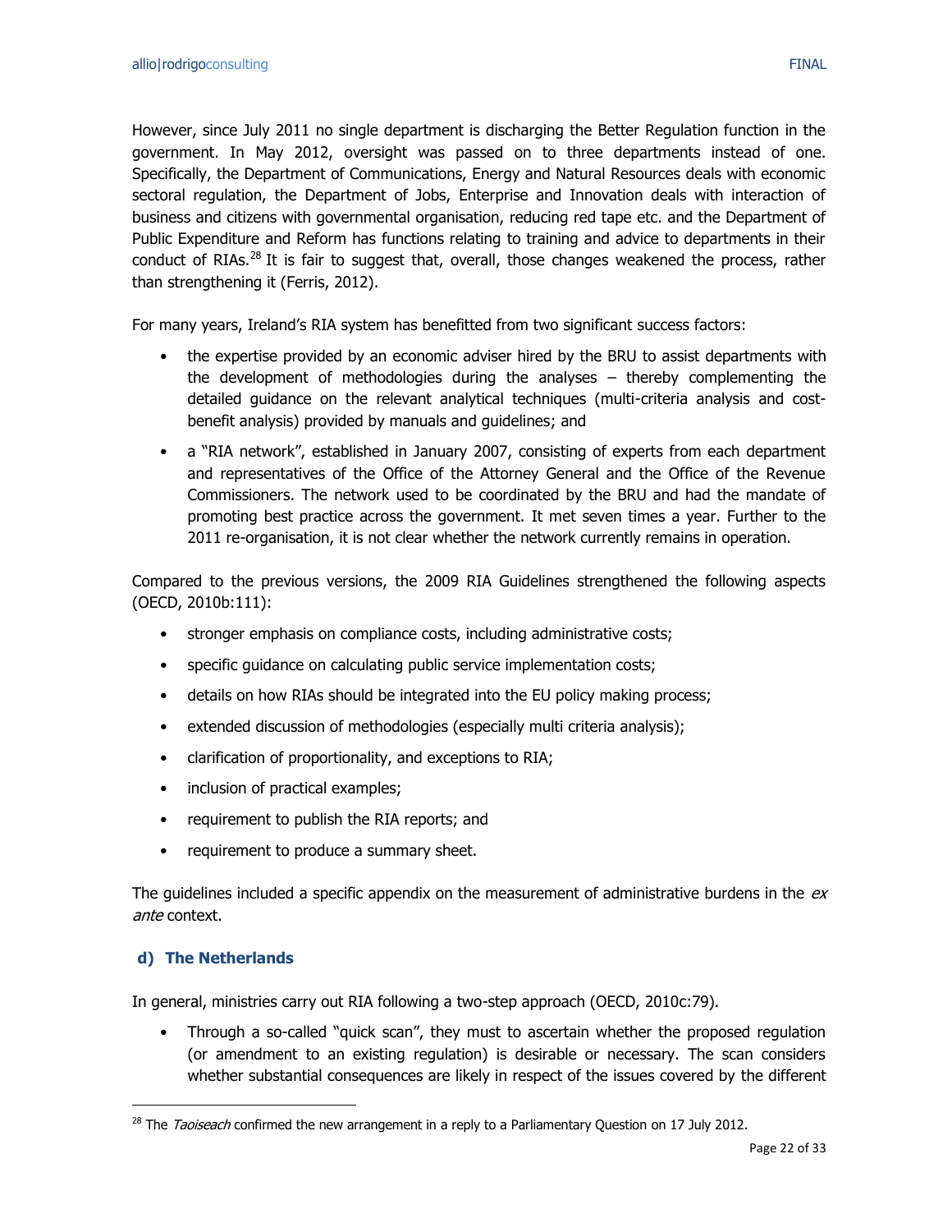However, since July 2011 no single department is discharging the Better Regulation function in the government. In May 2012, oversight was passed on to three departments instead of one. Specifically, the Department of Communications, Energy and Natural Resources deals with economic sectoral regulation, the Department of Jobs, Enterprise and Innovation deals with interaction of business and citizens with governmental organisation, reducing red tape etc. and the Department of Public Expenditure and Reform has functions relating to training and advice to departments in their conduct of RIAs.[28] It is fair to suggest that, overall, those changes weakened the process, rather than strengthening it (Ferris, 2012).

For many years, Ireland's RIA system has benefitted from two significant success factors:

- the expertise provided by an economic adviser hired by the BRU to assist departments with the development of methodologies during the analyses – thereby complementing the detailed guidance on the relevant analytical techniques (multi-criteria analysis and cost-benefit analysis) provided by manuals and guidelines; and
- a "RIA network", established in January 2007, consisting of experts from each department and representatives of the Office of the Attorney General and the Office of the Revenue Commissioners. The network used to be coordinated by the BRU and had the mandate of promoting best practice across the government. It met seven times a year. Further to the 2011 re-organisation, it is not clear whether the network currently remains in operation.

Compared to the previous versions, the 2009 RIA Guidelines strengthened the following aspects (OECD, 2010b:111):

- stronger emphasis on compliance costs, including administrative costs;
- specific guidance on calculating public service implementation costs;
- details on how RIAs should be integrated into the EU policy making process;
- extended discussion of methodologies (especially multi criteria analysis);
- clarification of proportionality, and exceptions to RIA;
- inclusion of practical examples;
- requirement to publish the RIA reports; and
- requirement to produce a summary sheet.

The guidelines included a specific appendix on the measurement of administrative burdens in the *ex ante* context.

### d) The Netherlands

In general, ministries carry out RIA following a two-step approach (OECD, 2010c:79).

- Through a so-called "quick scan", they must to ascertain whether the proposed regulation (or amendment to an existing regulation) is desirable or necessary. The scan considers whether substantial consequences are likely in respect of the issues covered by the different

[28] The *Taoiseach* confirmed the new arrangement in a reply to a Parliamentary Question on 17 July 2012.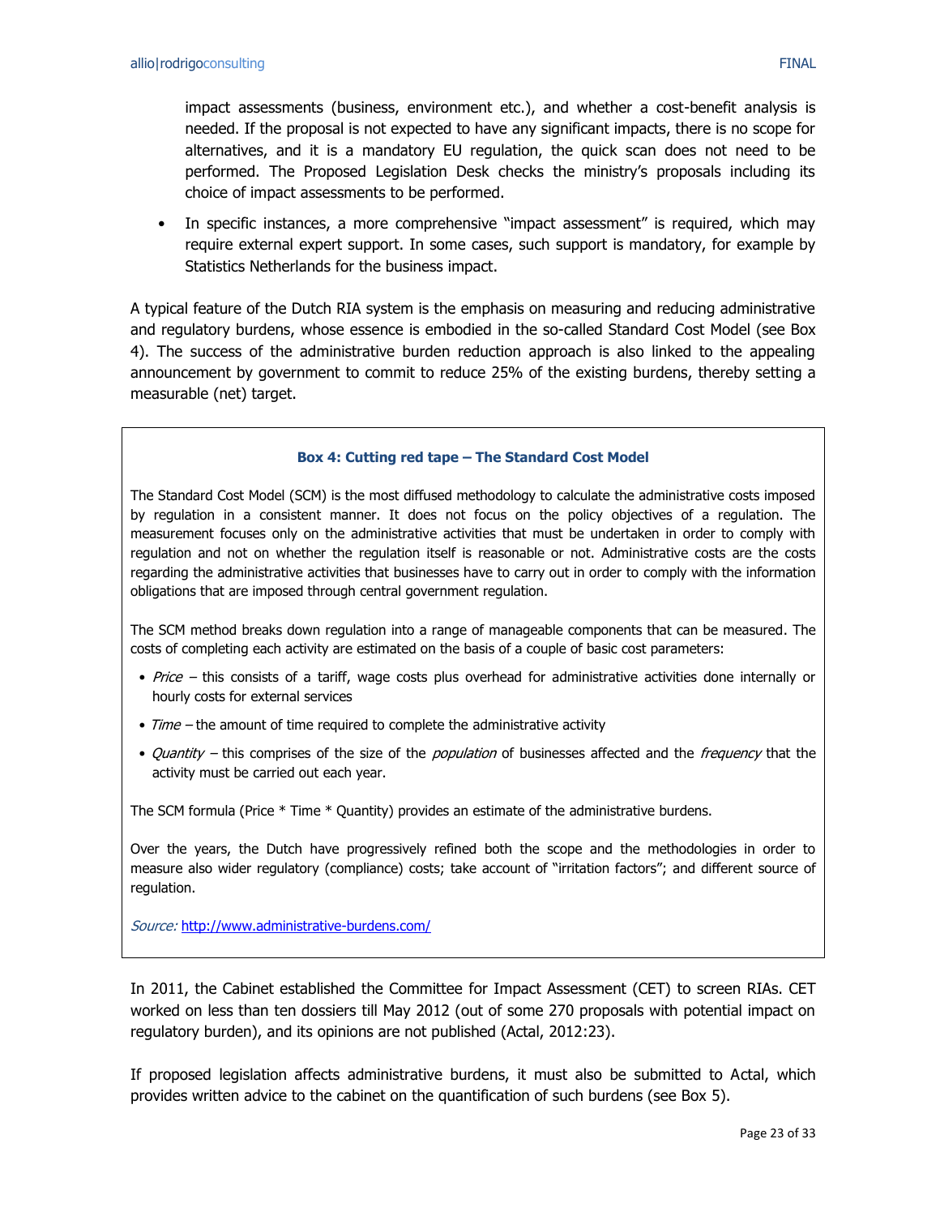impact assessments (business, environment etc.), and whether a cost-benefit analysis is needed. If the proposal is not expected to have any significant impacts, there is no scope for alternatives, and it is a mandatory EU regulation, the quick scan does not need to be performed. The Proposed Legislation Desk checks the ministry's proposals including its choice of impact assessments to be performed.

- In specific instances, a more comprehensive "impact assessment" is required, which may require external expert support. In some cases, such support is mandatory, for example by Statistics Netherlands for the business impact.

A typical feature of the Dutch RIA system is the emphasis on measuring and reducing administrative and regulatory burdens, whose essence is embodied in the so-called Standard Cost Model (see Box 4). The success of the administrative burden reduction approach is also linked to the appealing announcement by government to commit to reduce 25% of the existing burdens, thereby setting a measurable (net) target.

---

**Box 4: Cutting red tape – The Standard Cost Model**

The Standard Cost Model (SCM) is the most diffused methodology to calculate the administrative costs imposed by regulation in a consistent manner. It does not focus on the policy objectives of a regulation. The measurement focuses only on the administrative activities that must be undertaken in order to comply with regulation and not on whether the regulation itself is reasonable or not. Administrative costs are the costs regarding the administrative activities that businesses have to carry out in order to comply with the information obligations that are imposed through central government regulation.

The SCM method breaks down regulation into a range of manageable components that can be measured. The costs of completing each activity are estimated on the basis of a couple of basic cost parameters:

- *Price* – this consists of a tariff, wage costs plus overhead for administrative activities done internally or hourly costs for external services
- *Time* – the amount of time required to complete the administrative activity
- *Quantity* – this comprises of the size of the *population* of businesses affected and the *frequency* that the activity must be carried out each year.

The SCM formula (Price * Time * Quantity) provides an estimate of the administrative burdens.

Over the years, the Dutch have progressively refined both the scope and the methodologies in order to measure also wider regulatory (compliance) costs; take account of "irritation factors"; and different source of regulation.

*Source:* http://www.administrative-burdens.com/

---

In 2011, the Cabinet established the Committee for Impact Assessment (CET) to screen RIAs. CET worked on less than ten dossiers till May 2012 (out of some 270 proposals with potential impact on regulatory burden), and its opinions are not published (Actal, 2012:23).

If proposed legislation affects administrative burdens, it must also be submitted to Actal, which provides written advice to the cabinet on the quantification of such burdens (see Box 5).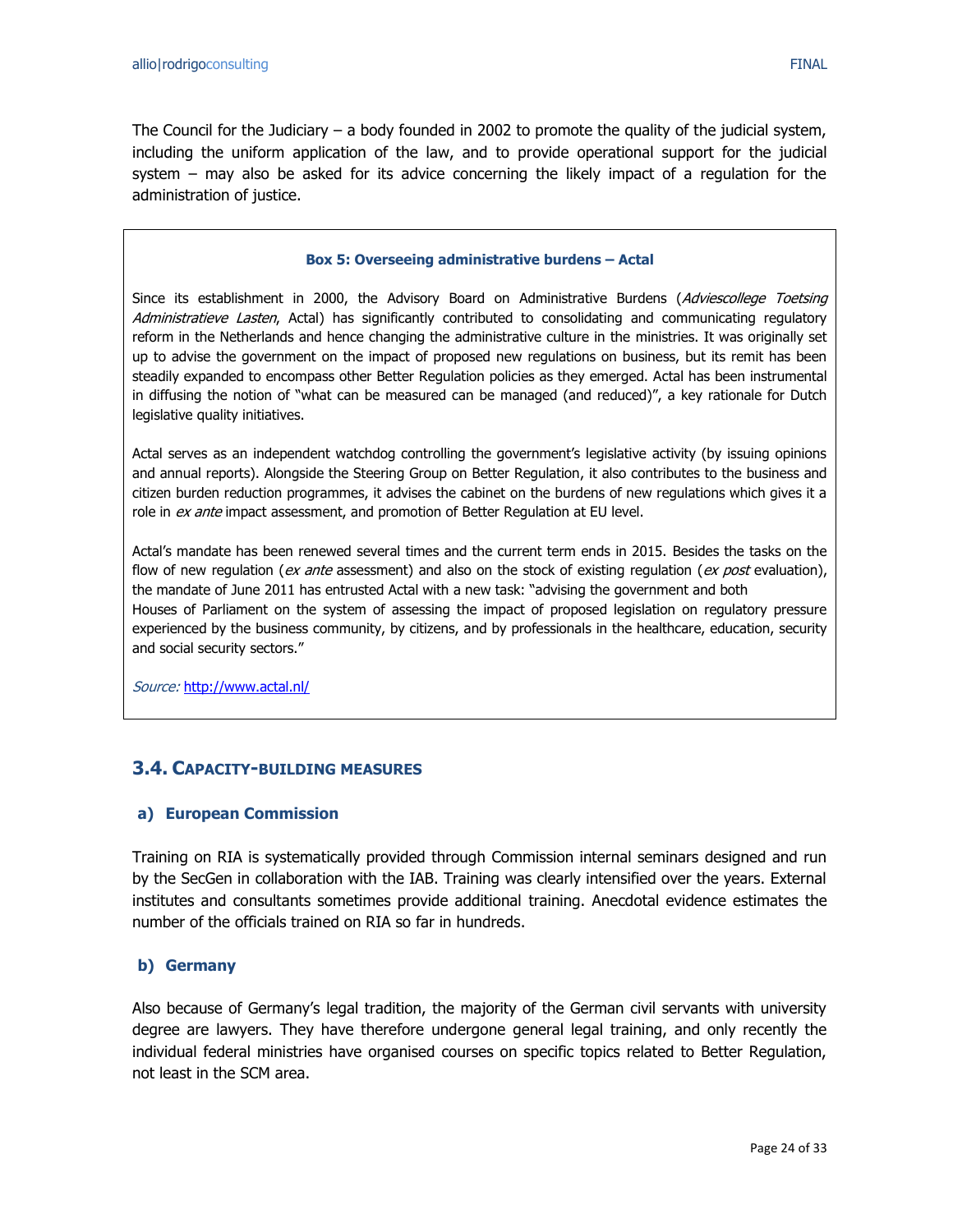The Council for the Judiciary – a body founded in 2002 to promote the quality of the judicial system, including the uniform application of the law, and to provide operational support for the judicial system – may also be asked for its advice concerning the likely impact of a regulation for the administration of justice.

> **Box 5: Overseeing administrative burdens – Actal**
>
> Since its establishment in 2000, the Advisory Board on Administrative Burdens (*Adviescollege Toetsing Administratieve Lasten*, Actal) has significantly contributed to consolidating and communicating regulatory reform in the Netherlands and hence changing the administrative culture in the ministries. It was originally set up to advise the government on the impact of proposed new regulations on business, but its remit has been steadily expanded to encompass other Better Regulation policies as they emerged. Actal has been instrumental in diffusing the notion of "what can be measured can be managed (and reduced)", a key rationale for Dutch legislative quality initiatives.
>
> Actal serves as an independent watchdog controlling the government's legislative activity (by issuing opinions and annual reports). Alongside the Steering Group on Better Regulation, it also contributes to the business and citizen burden reduction programmes, it advises the cabinet on the burdens of new regulations which gives it a role in *ex ante* impact assessment, and promotion of Better Regulation at EU level.
>
> Actal's mandate has been renewed several times and the current term ends in 2015. Besides the tasks on the flow of new regulation (*ex ante* assessment) and also on the stock of existing regulation (*ex post* evaluation), the mandate of June 2011 has entrusted Actal with a new task: "advising the government and both Houses of Parliament on the system of assessing the impact of proposed legislation on regulatory pressure experienced by the business community, by citizens, and by professionals in the healthcare, education, security and social security sectors."
>
> *Source:* http://www.actal.nl/

## 3.4. Capacity-building measures

### a) European Commission

Training on RIA is systematically provided through Commission internal seminars designed and run by the SecGen in collaboration with the IAB. Training was clearly intensified over the years. External institutes and consultants sometimes provide additional training. Anecdotal evidence estimates the number of the officials trained on RIA so far in hundreds.

### b) Germany

Also because of Germany's legal tradition, the majority of the German civil servants with university degree are lawyers. They have therefore undergone general legal training, and only recently the individual federal ministries have organised courses on specific topics related to Better Regulation, not least in the SCM area.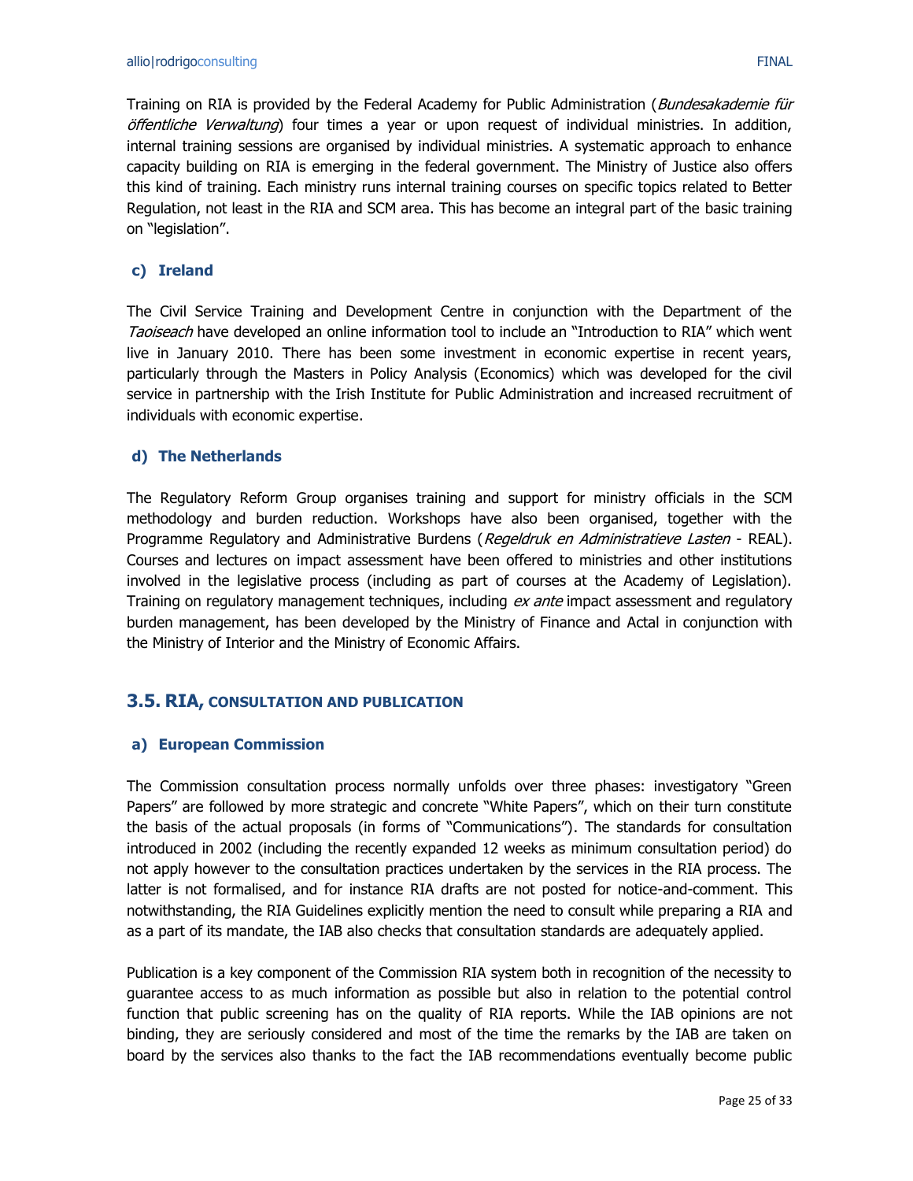Training on RIA is provided by the Federal Academy for Public Administration (*Bundesakademie für öffentliche Verwaltung*) four times a year or upon request of individual ministries. In addition, internal training sessions are organised by individual ministries. A systematic approach to enhance capacity building on RIA is emerging in the federal government. The Ministry of Justice also offers this kind of training. Each ministry runs internal training courses on specific topics related to Better Regulation, not least in the RIA and SCM area. This has become an integral part of the basic training on "legislation".

### c) Ireland

The Civil Service Training and Development Centre in conjunction with the Department of the *Taoiseach* have developed an online information tool to include an "Introduction to RIA" which went live in January 2010. There has been some investment in economic expertise in recent years, particularly through the Masters in Policy Analysis (Economics) which was developed for the civil service in partnership with the Irish Institute for Public Administration and increased recruitment of individuals with economic expertise.

### d) The Netherlands

The Regulatory Reform Group organises training and support for ministry officials in the SCM methodology and burden reduction. Workshops have also been organised, together with the Programme Regulatory and Administrative Burdens (*Regeldruk en Administratieve Lasten* - REAL). Courses and lectures on impact assessment have been offered to ministries and other institutions involved in the legislative process (including as part of courses at the Academy of Legislation). Training on regulatory management techniques, including *ex ante* impact assessment and regulatory burden management, has been developed by the Ministry of Finance and Actal in conjunction with the Ministry of Interior and the Ministry of Economic Affairs.

## 3.5. RIA, CONSULTATION AND PUBLICATION

### a) European Commission

The Commission consultation process normally unfolds over three phases: investigatory "Green Papers" are followed by more strategic and concrete "White Papers", which on their turn constitute the basis of the actual proposals (in forms of "Communications"). The standards for consultation introduced in 2002 (including the recently expanded 12 weeks as minimum consultation period) do not apply however to the consultation practices undertaken by the services in the RIA process. The latter is not formalised, and for instance RIA drafts are not posted for notice-and-comment. This notwithstanding, the RIA Guidelines explicitly mention the need to consult while preparing a RIA and as a part of its mandate, the IAB also checks that consultation standards are adequately applied.

Publication is a key component of the Commission RIA system both in recognition of the necessity to guarantee access to as much information as possible but also in relation to the potential control function that public screening has on the quality of RIA reports. While the IAB opinions are not binding, they are seriously considered and most of the time the remarks by the IAB are taken on board by the services also thanks to the fact the IAB recommendations eventually become public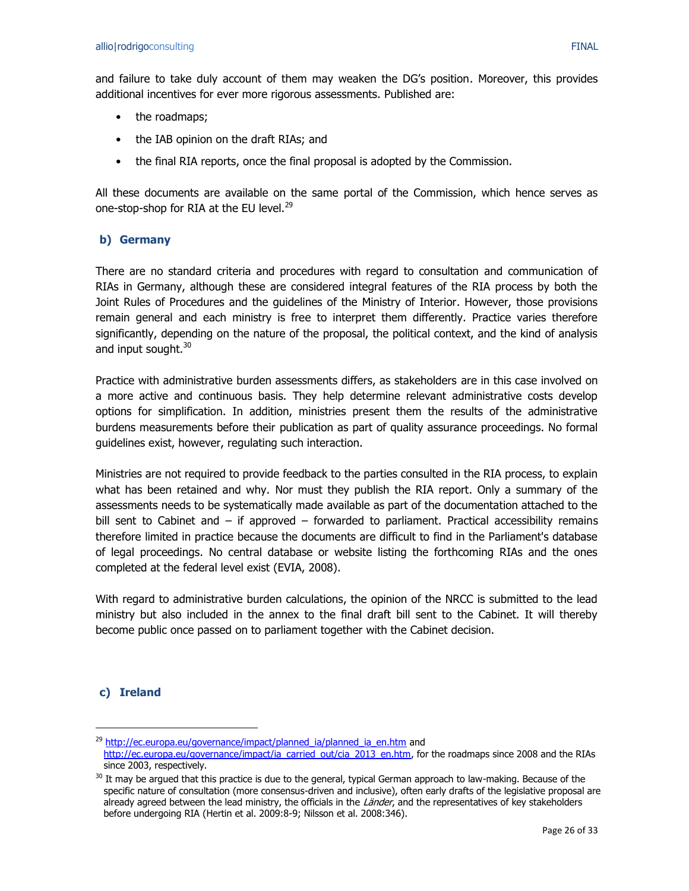and failure to take duly account of them may weaken the DG's position. Moreover, this provides additional incentives for ever more rigorous assessments. Published are:

- the roadmaps;
- the IAB opinion on the draft RIAs; and
- the final RIA reports, once the final proposal is adopted by the Commission.

All these documents are available on the same portal of the Commission, which hence serves as one-stop-shop for RIA at the EU level.[29]

### b) Germany

There are no standard criteria and procedures with regard to consultation and communication of RIAs in Germany, although these are considered integral features of the RIA process by both the Joint Rules of Procedures and the guidelines of the Ministry of Interior. However, those provisions remain general and each ministry is free to interpret them differently. Practice varies therefore significantly, depending on the nature of the proposal, the political context, and the kind of analysis and input sought.[30]

Practice with administrative burden assessments differs, as stakeholders are in this case involved on a more active and continuous basis. They help determine relevant administrative costs develop options for simplification. In addition, ministries present them the results of the administrative burdens measurements before their publication as part of quality assurance proceedings. No formal guidelines exist, however, regulating such interaction.

Ministries are not required to provide feedback to the parties consulted in the RIA process, to explain what has been retained and why. Nor must they publish the RIA report. Only a summary of the assessments needs to be systematically made available as part of the documentation attached to the bill sent to Cabinet and – if approved – forwarded to parliament. Practical accessibility remains therefore limited in practice because the documents are difficult to find in the Parliament's database of legal proceedings. No central database or website listing the forthcoming RIAs and the ones completed at the federal level exist (EVIA, 2008).

With regard to administrative burden calculations, the opinion of the NRCC is submitted to the lead ministry but also included in the annex to the final draft bill sent to the Cabinet. It will thereby become public once passed on to parliament together with the Cabinet decision.

### c) Ireland

---

[29] http://ec.europa.eu/governance/impact/planned_ia/planned_ia_en.htm and http://ec.europa.eu/governance/impact/ia_carried_out/cia_2013_en.htm, for the roadmaps since 2008 and the RIAs since 2003, respectively.

[30] It may be argued that this practice is due to the general, typical German approach to law-making. Because of the specific nature of consultation (more consensus-driven and inclusive), often early drafts of the legislative proposal are already agreed between the lead ministry, the officials in the *Länder*, and the representatives of key stakeholders before undergoing RIA (Hertin et al. 2009:8-9; Nilsson et al. 2008:346).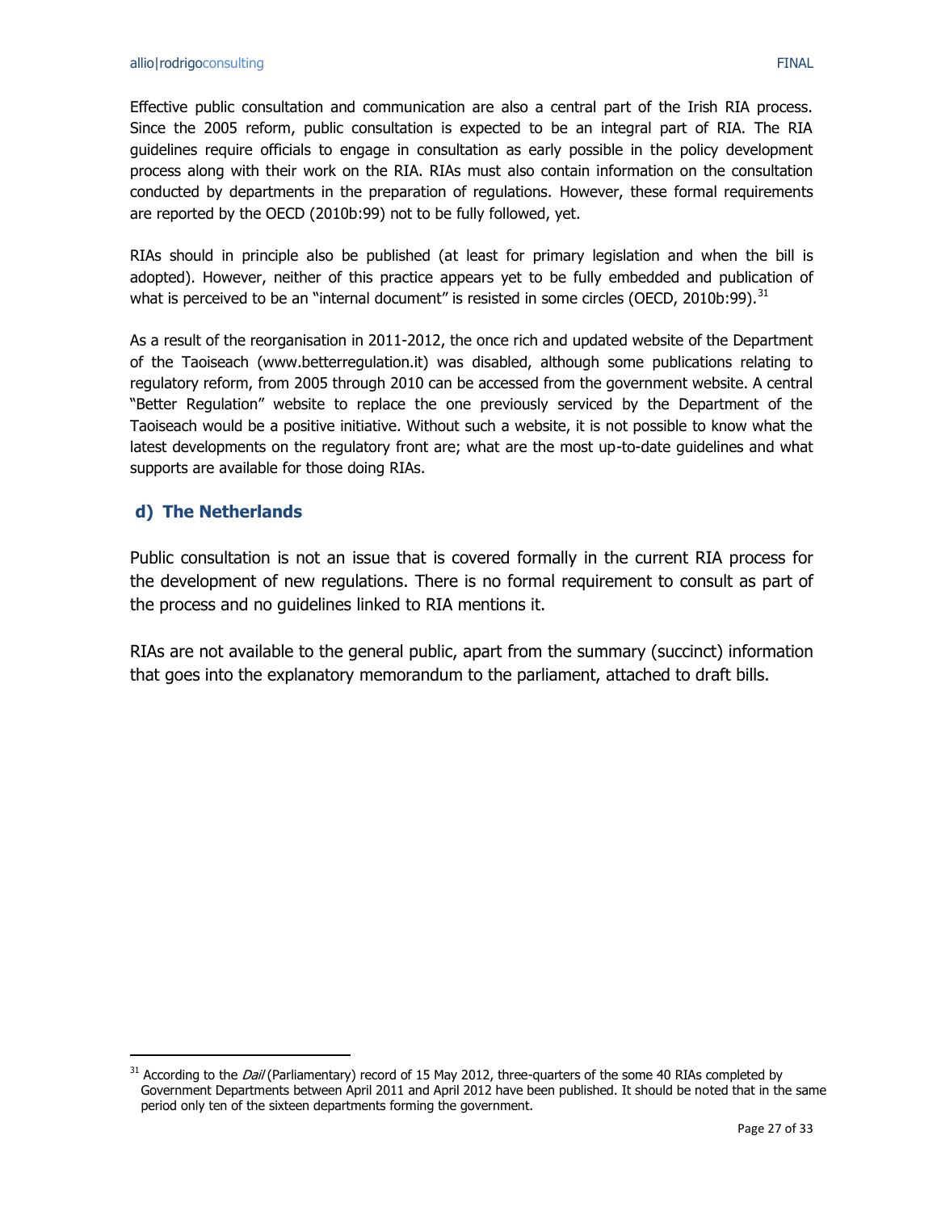Effective public consultation and communication are also a central part of the Irish RIA process. Since the 2005 reform, public consultation is expected to be an integral part of RIA. The RIA guidelines require officials to engage in consultation as early possible in the policy development process along with their work on the RIA. RIAs must also contain information on the consultation conducted by departments in the preparation of regulations. However, these formal requirements are reported by the OECD (2010b:99) not to be fully followed, yet.

RIAs should in principle also be published (at least for primary legislation and when the bill is adopted). However, neither of this practice appears yet to be fully embedded and publication of what is perceived to be an "internal document" is resisted in some circles (OECD, 2010b:99).[31]

As a result of the reorganisation in 2011-2012, the once rich and updated website of the Department of the Taoiseach (www.betterregulation.it) was disabled, although some publications relating to regulatory reform, from 2005 through 2010 can be accessed from the government website. A central "Better Regulation" website to replace the one previously serviced by the Department of the Taoiseach would be a positive initiative. Without such a website, it is not possible to know what the latest developments on the regulatory front are; what are the most up-to-date guidelines and what supports are available for those doing RIAs.

### d) The Netherlands

Public consultation is not an issue that is covered formally in the current RIA process for the development of new regulations. There is no formal requirement to consult as part of the process and no guidelines linked to RIA mentions it.

RIAs are not available to the general public, apart from the summary (succinct) information that goes into the explanatory memorandum to the parliament, attached to draft bills.

---

[31] According to the *Dail* (Parliamentary) record of 15 May 2012, three-quarters of the some 40 RIAs completed by Government Departments between April 2011 and April 2012 have been published. It should be noted that in the same period only ten of the sixteen departments forming the government.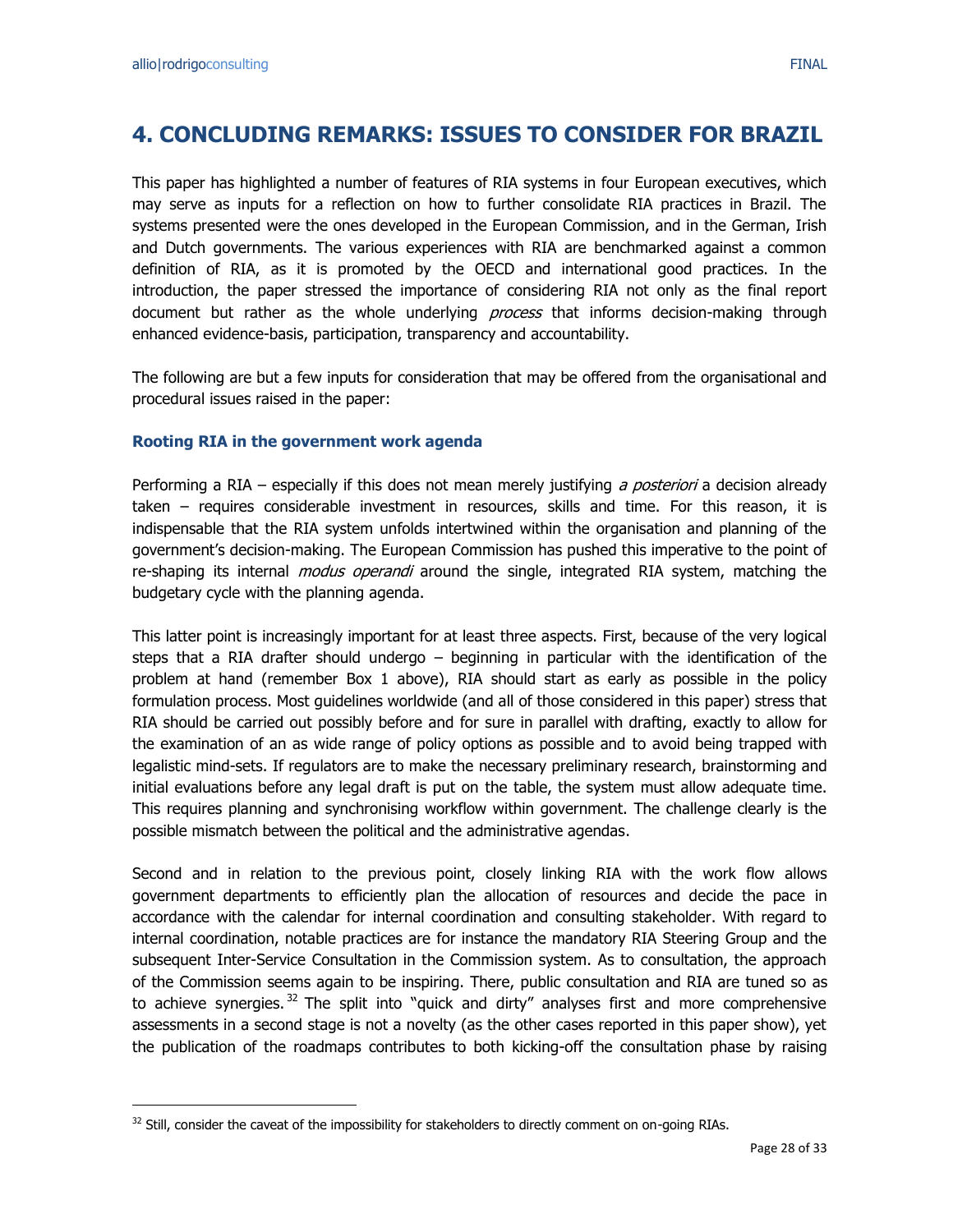# 4. CONCLUDING REMARKS: ISSUES TO CONSIDER FOR BRAZIL

This paper has highlighted a number of features of RIA systems in four European executives, which may serve as inputs for a reflection on how to further consolidate RIA practices in Brazil. The systems presented were the ones developed in the European Commission, and in the German, Irish and Dutch governments. The various experiences with RIA are benchmarked against a common definition of RIA, as it is promoted by the OECD and international good practices. In the introduction, the paper stressed the importance of considering RIA not only as the final report document but rather as the whole underlying *process* that informs decision-making through enhanced evidence-basis, participation, transparency and accountability.

The following are but a few inputs for consideration that may be offered from the organisational and procedural issues raised in the paper:

### Rooting RIA in the government work agenda

Performing a RIA – especially if this does not mean merely justifying *a posteriori* a decision already taken – requires considerable investment in resources, skills and time. For this reason, it is indispensable that the RIA system unfolds intertwined within the organisation and planning of the government's decision-making. The European Commission has pushed this imperative to the point of re-shaping its internal *modus operandi* around the single, integrated RIA system, matching the budgetary cycle with the planning agenda.

This latter point is increasingly important for at least three aspects. First, because of the very logical steps that a RIA drafter should undergo – beginning in particular with the identification of the problem at hand (remember Box 1 above), RIA should start as early as possible in the policy formulation process. Most guidelines worldwide (and all of those considered in this paper) stress that RIA should be carried out possibly before and for sure in parallel with drafting, exactly to allow for the examination of an as wide range of policy options as possible and to avoid being trapped with legalistic mind-sets. If regulators are to make the necessary preliminary research, brainstorming and initial evaluations before any legal draft is put on the table, the system must allow adequate time. This requires planning and synchronising workflow within government. The challenge clearly is the possible mismatch between the political and the administrative agendas.

Second and in relation to the previous point, closely linking RIA with the work flow allows government departments to efficiently plan the allocation of resources and decide the pace in accordance with the calendar for internal coordination and consulting stakeholder. With regard to internal coordination, notable practices are for instance the mandatory RIA Steering Group and the subsequent Inter-Service Consultation in the Commission system. As to consultation, the approach of the Commission seems again to be inspiring. There, public consultation and RIA are tuned so as to achieve synergies.[32] The split into "quick and dirty" analyses first and more comprehensive assessments in a second stage is not a novelty (as the other cases reported in this paper show), yet the publication of the roadmaps contributes to both kicking-off the consultation phase by raising

[32] Still, consider the caveat of the impossibility for stakeholders to directly comment on on-going RIAs.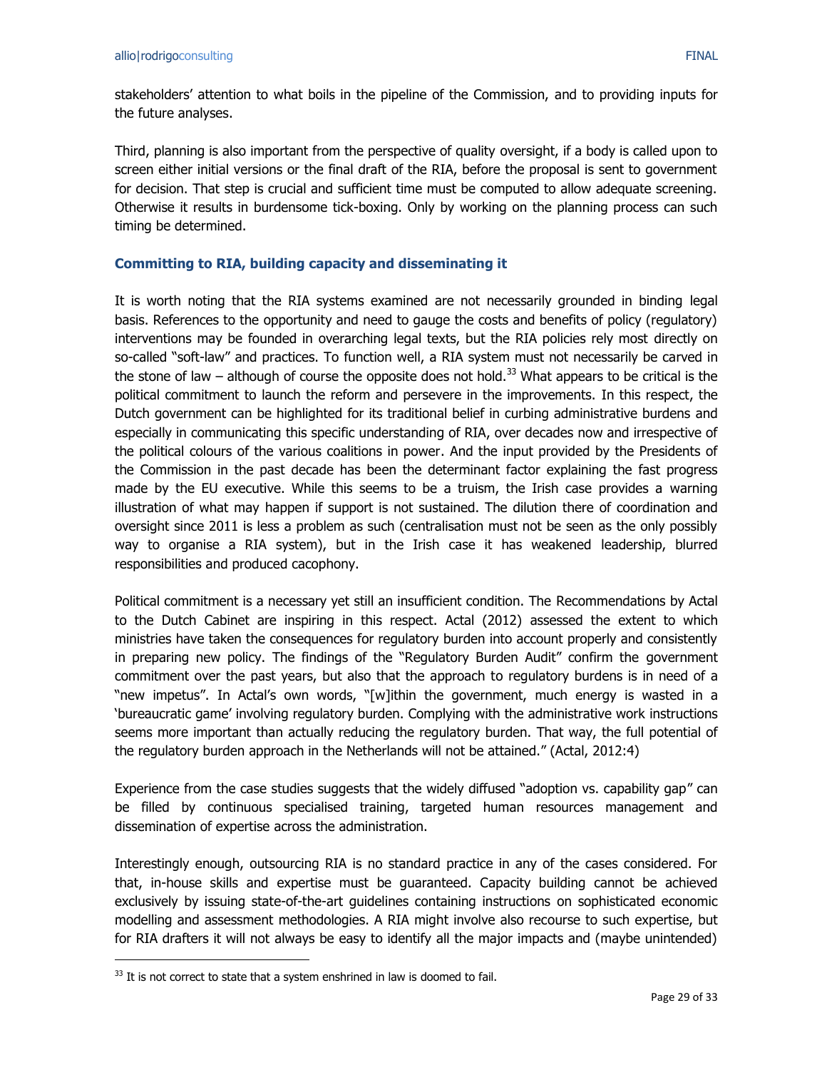stakeholders' attention to what boils in the pipeline of the Commission, and to providing inputs for the future analyses.

Third, planning is also important from the perspective of quality oversight, if a body is called upon to screen either initial versions or the final draft of the RIA, before the proposal is sent to government for decision. That step is crucial and sufficient time must be computed to allow adequate screening. Otherwise it results in burdensome tick-boxing. Only by working on the planning process can such timing be determined.

### Committing to RIA, building capacity and disseminating it

It is worth noting that the RIA systems examined are not necessarily grounded in binding legal basis. References to the opportunity and need to gauge the costs and benefits of policy (regulatory) interventions may be founded in overarching legal texts, but the RIA policies rely most directly on so-called "soft-law" and practices. To function well, a RIA system must not necessarily be carved in the stone of law – although of course the opposite does not hold.[33] What appears to be critical is the political commitment to launch the reform and persevere in the improvements. In this respect, the Dutch government can be highlighted for its traditional belief in curbing administrative burdens and especially in communicating this specific understanding of RIA, over decades now and irrespective of the political colours of the various coalitions in power. And the input provided by the Presidents of the Commission in the past decade has been the determinant factor explaining the fast progress made by the EU executive. While this seems to be a truism, the Irish case provides a warning illustration of what may happen if support is not sustained. The dilution there of coordination and oversight since 2011 is less a problem as such (centralisation must not be seen as the only possibly way to organise a RIA system), but in the Irish case it has weakened leadership, blurred responsibilities and produced cacophony.

Political commitment is a necessary yet still an insufficient condition. The Recommendations by Actal to the Dutch Cabinet are inspiring in this respect. Actal (2012) assessed the extent to which ministries have taken the consequences for regulatory burden into account properly and consistently in preparing new policy. The findings of the "Regulatory Burden Audit" confirm the government commitment over the past years, but also that the approach to regulatory burdens is in need of a "new impetus". In Actal's own words, "[w]ithin the government, much energy is wasted in a 'bureaucratic game' involving regulatory burden. Complying with the administrative work instructions seems more important than actually reducing the regulatory burden. That way, the full potential of the regulatory burden approach in the Netherlands will not be attained." (Actal, 2012:4)

Experience from the case studies suggests that the widely diffused "adoption vs. capability gap" can be filled by continuous specialised training, targeted human resources management and dissemination of expertise across the administration.

Interestingly enough, outsourcing RIA is no standard practice in any of the cases considered. For that, in-house skills and expertise must be guaranteed. Capacity building cannot be achieved exclusively by issuing state-of-the-art guidelines containing instructions on sophisticated economic modelling and assessment methodologies. A RIA might involve also recourse to such expertise, but for RIA drafters it will not always be easy to identify all the major impacts and (maybe unintended)

[33] It is not correct to state that a system enshrined in law is doomed to fail.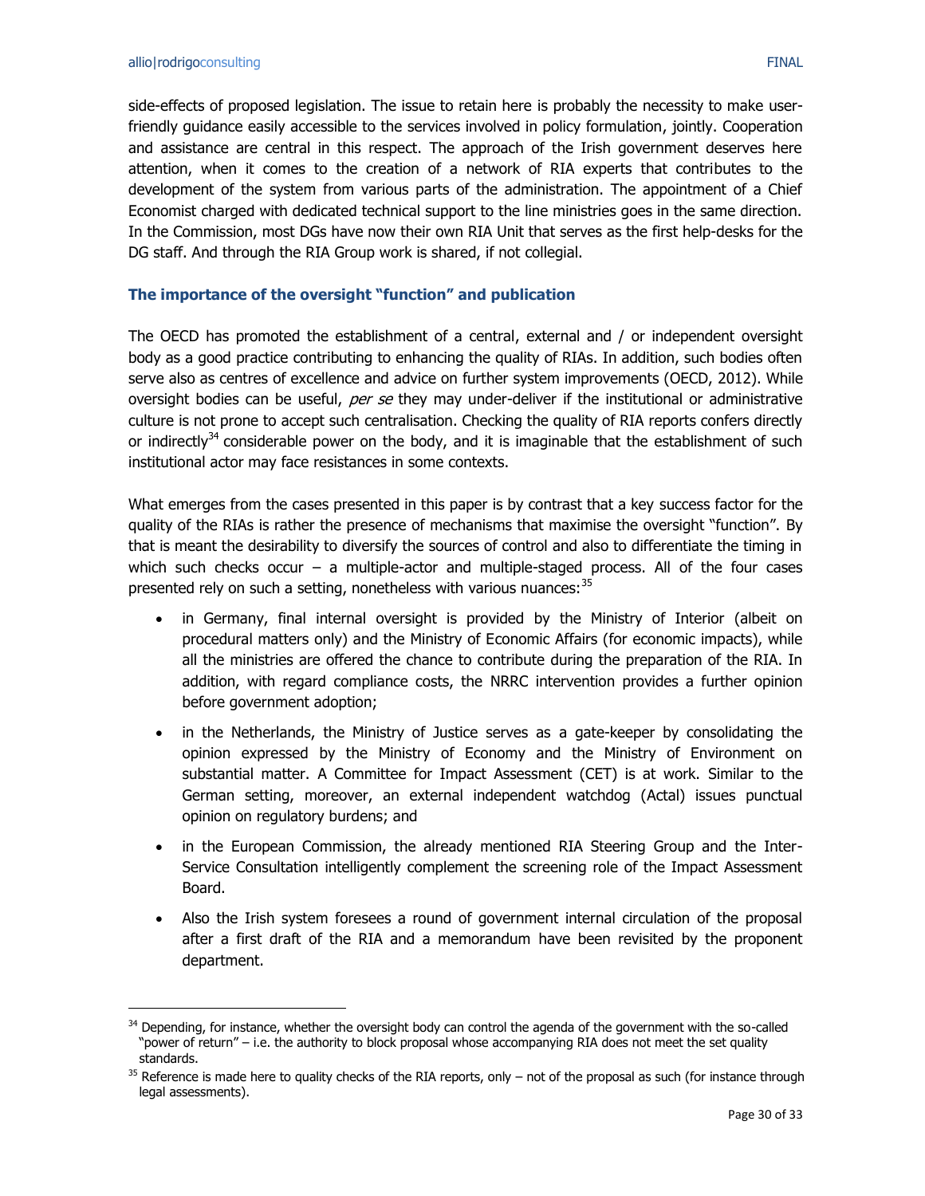side-effects of proposed legislation. The issue to retain here is probably the necessity to make user-friendly guidance easily accessible to the services involved in policy formulation, jointly. Cooperation and assistance are central in this respect. The approach of the Irish government deserves here attention, when it comes to the creation of a network of RIA experts that contributes to the development of the system from various parts of the administration. The appointment of a Chief Economist charged with dedicated technical support to the line ministries goes in the same direction. In the Commission, most DGs have now their own RIA Unit that serves as the first help-desks for the DG staff. And through the RIA Group work is shared, if not collegial.

### The importance of the oversight "function" and publication

The OECD has promoted the establishment of a central, external and / or independent oversight body as a good practice contributing to enhancing the quality of RIAs. In addition, such bodies often serve also as centres of excellence and advice on further system improvements (OECD, 2012). While oversight bodies can be useful, *per se* they may under-deliver if the institutional or administrative culture is not prone to accept such centralisation. Checking the quality of RIA reports confers directly or indirectly[34] considerable power on the body, and it is imaginable that the establishment of such institutional actor may face resistances in some contexts.

What emerges from the cases presented in this paper is by contrast that a key success factor for the quality of the RIAs is rather the presence of mechanisms that maximise the oversight "function". By that is meant the desirability to diversify the sources of control and also to differentiate the timing in which such checks occur – a multiple-actor and multiple-staged process. All of the four cases presented rely on such a setting, nonetheless with various nuances:[35]

- in Germany, final internal oversight is provided by the Ministry of Interior (albeit on procedural matters only) and the Ministry of Economic Affairs (for economic impacts), while all the ministries are offered the chance to contribute during the preparation of the RIA. In addition, with regard compliance costs, the NRRC intervention provides a further opinion before government adoption;
- in the Netherlands, the Ministry of Justice serves as a gate-keeper by consolidating the opinion expressed by the Ministry of Economy and the Ministry of Environment on substantial matter. A Committee for Impact Assessment (CET) is at work. Similar to the German setting, moreover, an external independent watchdog (Actal) issues punctual opinion on regulatory burdens; and
- in the European Commission, the already mentioned RIA Steering Group and the Inter-Service Consultation intelligently complement the screening role of the Impact Assessment Board.
- Also the Irish system foresees a round of government internal circulation of the proposal after a first draft of the RIA and a memorandum have been revisited by the proponent department.

---

[34] Depending, for instance, whether the oversight body can control the agenda of the government with the so-called "power of return" – i.e. the authority to block proposal whose accompanying RIA does not meet the set quality standards.

[35] Reference is made here to quality checks of the RIA reports, only – not of the proposal as such (for instance through legal assessments).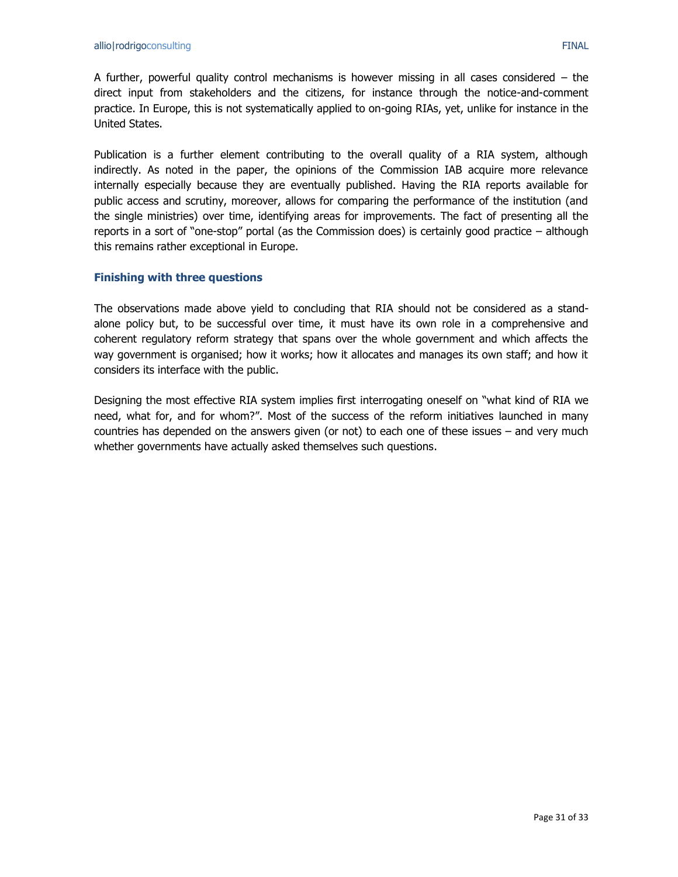A further, powerful quality control mechanisms is however missing in all cases considered – the direct input from stakeholders and the citizens, for instance through the notice-and-comment practice. In Europe, this is not systematically applied to on-going RIAs, yet, unlike for instance in the United States.

Publication is a further element contributing to the overall quality of a RIA system, although indirectly. As noted in the paper, the opinions of the Commission IAB acquire more relevance internally especially because they are eventually published. Having the RIA reports available for public access and scrutiny, moreover, allows for comparing the performance of the institution (and the single ministries) over time, identifying areas for improvements. The fact of presenting all the reports in a sort of "one-stop" portal (as the Commission does) is certainly good practice – although this remains rather exceptional in Europe.

### Finishing with three questions

The observations made above yield to concluding that RIA should not be considered as a stand-alone policy but, to be successful over time, it must have its own role in a comprehensive and coherent regulatory reform strategy that spans over the whole government and which affects the way government is organised; how it works; how it allocates and manages its own staff; and how it considers its interface with the public.

Designing the most effective RIA system implies first interrogating oneself on "what kind of RIA we need, what for, and for whom?". Most of the success of the reform initiatives launched in many countries has depended on the answers given (or not) to each one of these issues – and very much whether governments have actually asked themselves such questions.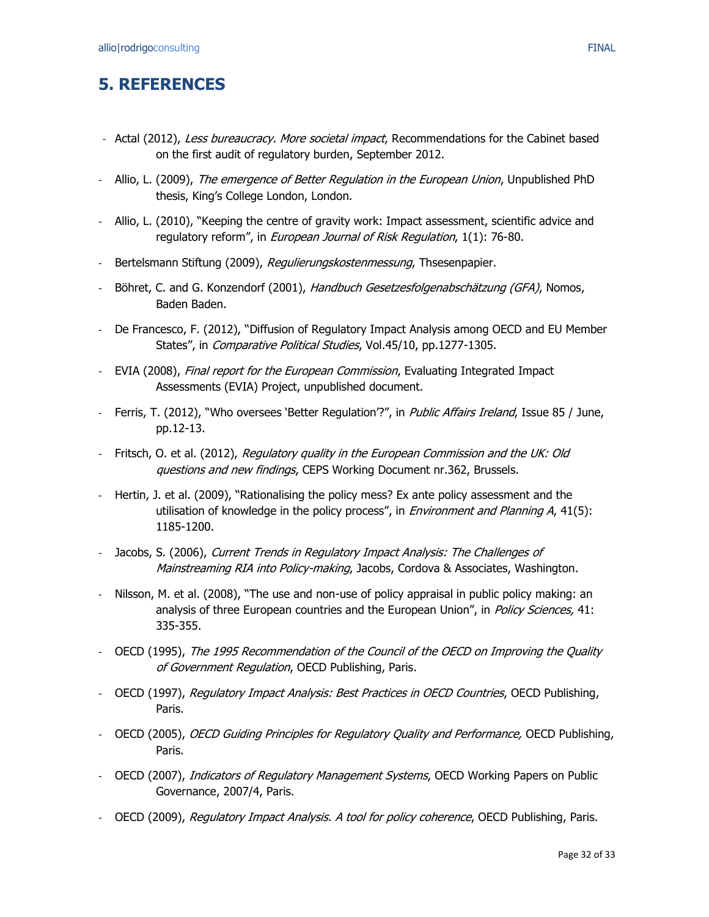# 5. REFERENCES

- Actal (2012), *Less bureaucracy. More societal impact*, Recommendations for the Cabinet based on the first audit of regulatory burden, September 2012.
- Allio, L. (2009), *The emergence of Better Regulation in the European Union*, Unpublished PhD thesis, King's College London, London.
- Allio, L. (2010), "Keeping the centre of gravity work: Impact assessment, scientific advice and regulatory reform", in *European Journal of Risk Regulation*, 1(1): 76-80.
- Bertelsmann Stiftung (2009), *Regulierungskostenmessung*, Thsesenpapier.
- Böhret, C. and G. Konzendorf (2001), *Handbuch Gesetzesfolgenabschätzung (GFA)*, Nomos, Baden Baden.
- De Francesco, F. (2012), "Diffusion of Regulatory Impact Analysis among OECD and EU Member States", in *Comparative Political Studies*, Vol.45/10, pp.1277-1305.
- EVIA (2008), *Final report for the European Commission*, Evaluating Integrated Impact Assessments (EVIA) Project, unpublished document.
- Ferris, T. (2012), "Who oversees 'Better Regulation'?", in *Public Affairs Ireland*, Issue 85 / June, pp.12-13.
- Fritsch, O. et al. (2012), *Regulatory quality in the European Commission and the UK: Old questions and new findings*, CEPS Working Document nr.362, Brussels.
- Hertin, J. et al. (2009), "Rationalising the policy mess? Ex ante policy assessment and the utilisation of knowledge in the policy process", in *Environment and Planning A*, 41(5): 1185-1200.
- Jacobs, S. (2006), *Current Trends in Regulatory Impact Analysis: The Challenges of Mainstreaming RIA into Policy-making*, Jacobs, Cordova & Associates, Washington.
- Nilsson, M. et al. (2008), "The use and non-use of policy appraisal in public policy making: an analysis of three European countries and the European Union", in *Policy Sciences,* 41: 335-355.
- OECD (1995), *The 1995 Recommendation of the Council of the OECD on Improving the Quality of Government Regulation*, OECD Publishing, Paris.
- OECD (1997), *Regulatory Impact Analysis: Best Practices in OECD Countries*, OECD Publishing, Paris.
- OECD (2005), *OECD Guiding Principles for Regulatory Quality and Performance,* OECD Publishing, Paris.
- OECD (2007), *Indicators of Regulatory Management Systems*, OECD Working Papers on Public Governance, 2007/4, Paris.
- OECD (2009), *Regulatory Impact Analysis. A tool for policy coherence*, OECD Publishing, Paris.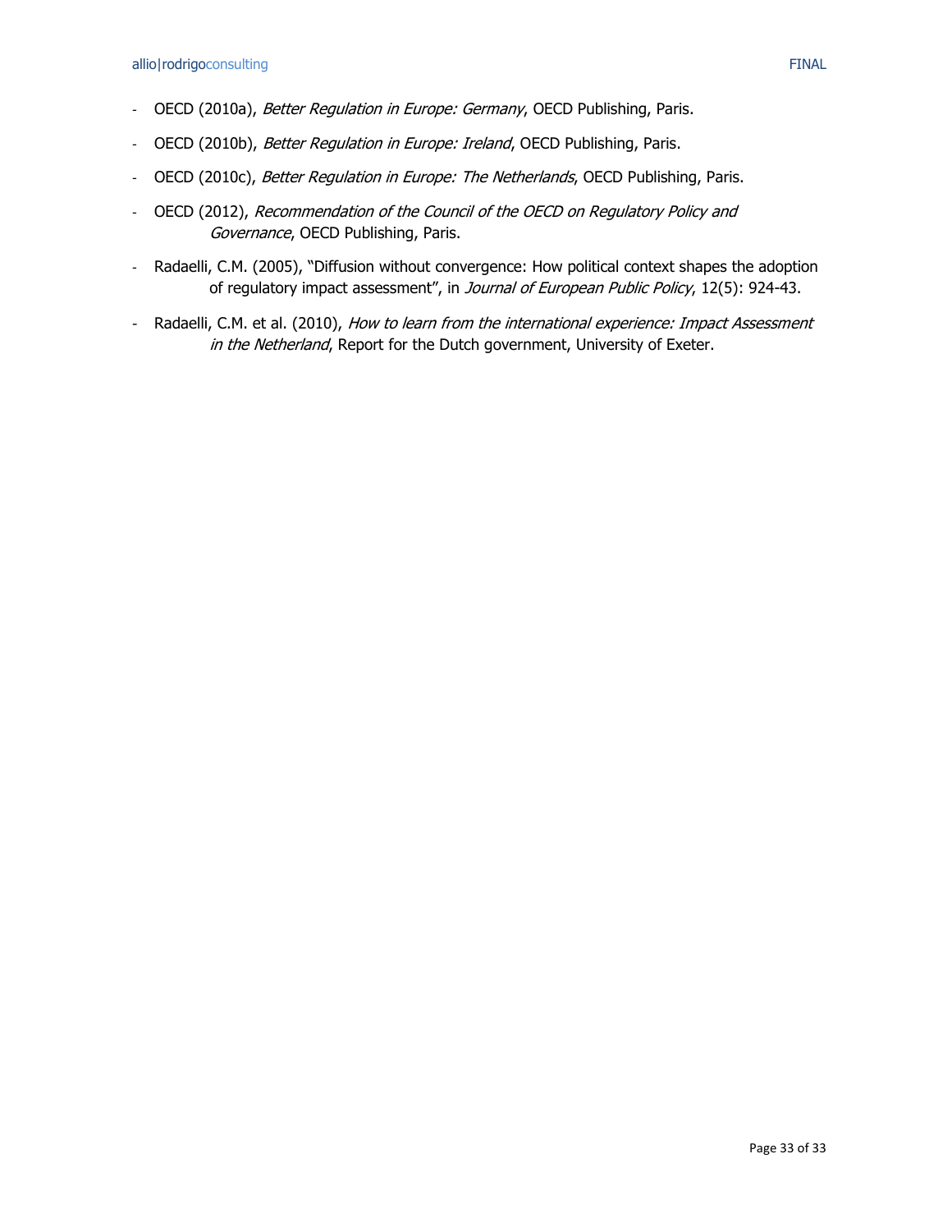- OECD (2010a), *Better Regulation in Europe: Germany*, OECD Publishing, Paris.
- OECD (2010b), *Better Regulation in Europe: Ireland*, OECD Publishing, Paris.
- OECD (2010c), *Better Regulation in Europe: The Netherlands*, OECD Publishing, Paris.
- OECD (2012), *Recommendation of the Council of the OECD on Regulatory Policy and Governance*, OECD Publishing, Paris.
- Radaelli, C.M. (2005), "Diffusion without convergence: How political context shapes the adoption of regulatory impact assessment", in *Journal of European Public Policy*, 12(5): 924-43.
- Radaelli, C.M. et al. (2010), *How to learn from the international experience: Impact Assessment in the Netherland*, Report for the Dutch government, University of Exeter.